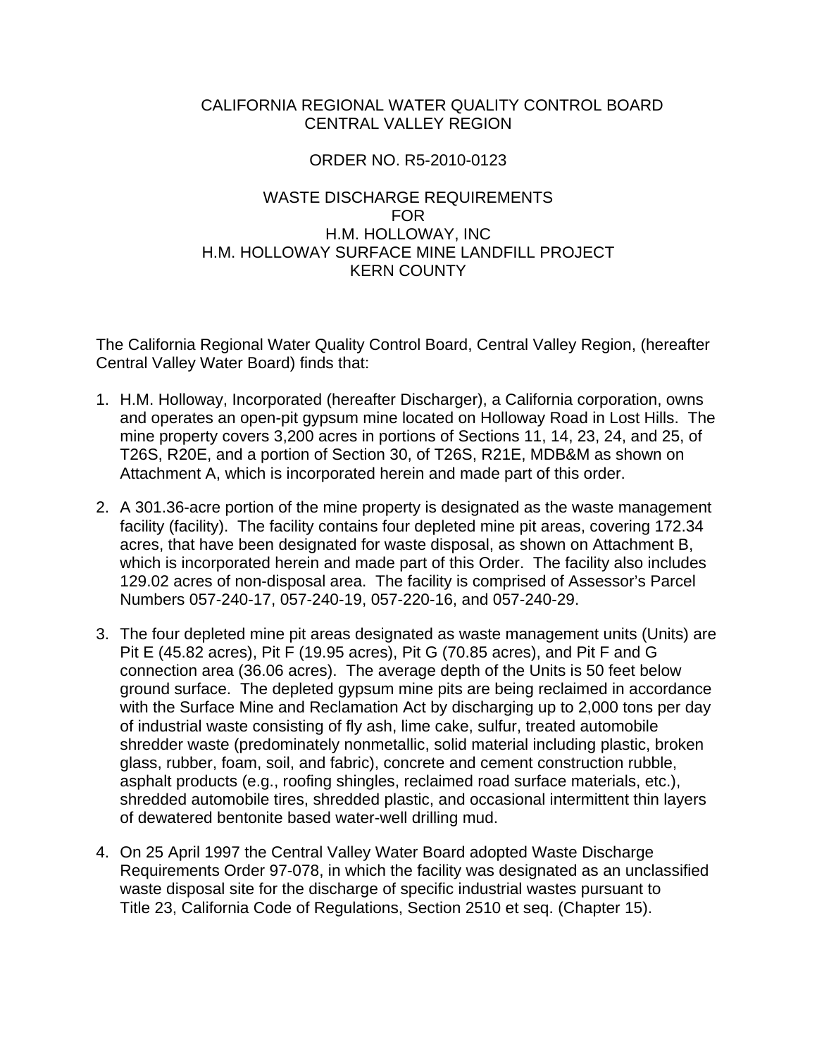CALIFORNIA REGIONAL WATER QUALITY CONTROL BOARD
CENTRAL VALLEY REGION

ORDER NO. R5-2010-0123

WASTE DISCHARGE REQUIREMENTS
FOR
H.M. HOLLOWAY, INC
H.M. HOLLOWAY SURFACE MINE LANDFILL PROJECT
KERN COUNTY

The California Regional Water Quality Control Board, Central Valley Region, (hereafter Central Valley Water Board) finds that:

1. H.M. Holloway, Incorporated (hereafter Discharger), a California corporation, owns and operates an open-pit gypsum mine located on Holloway Road in Lost Hills. The mine property covers 3,200 acres in portions of Sections 11, 14, 23, 24, and 25, of T26S, R20E, and a portion of Section 30, of T26S, R21E, MDB&M as shown on Attachment A, which is incorporated herein and made part of this order.

2. A 301.36-acre portion of the mine property is designated as the waste management facility (facility). The facility contains four depleted mine pit areas, covering 172.34 acres, that have been designated for waste disposal, as shown on Attachment B, which is incorporated herein and made part of this Order. The facility also includes 129.02 acres of non-disposal area. The facility is comprised of Assessor's Parcel Numbers 057-240-17, 057-240-19, 057-220-16, and 057-240-29.

3. The four depleted mine pit areas designated as waste management units (Units) are Pit E (45.82 acres), Pit F (19.95 acres), Pit G (70.85 acres), and Pit F and G connection area (36.06 acres). The average depth of the Units is 50 feet below ground surface. The depleted gypsum mine pits are being reclaimed in accordance with the Surface Mine and Reclamation Act by discharging up to 2,000 tons per day of industrial waste consisting of fly ash, lime cake, sulfur, treated automobile shredder waste (predominately nonmetallic, solid material including plastic, broken glass, rubber, foam, soil, and fabric), concrete and cement construction rubble, asphalt products (e.g., roofing shingles, reclaimed road surface materials, etc.), shredded automobile tires, shredded plastic, and occasional intermittent thin layers of dewatered bentonite based water-well drilling mud.

4. On 25 April 1997 the Central Valley Water Board adopted Waste Discharge Requirements Order 97-078, in which the facility was designated as an unclassified waste disposal site for the discharge of specific industrial wastes pursuant to Title 23, California Code of Regulations, Section 2510 et seq. (Chapter 15).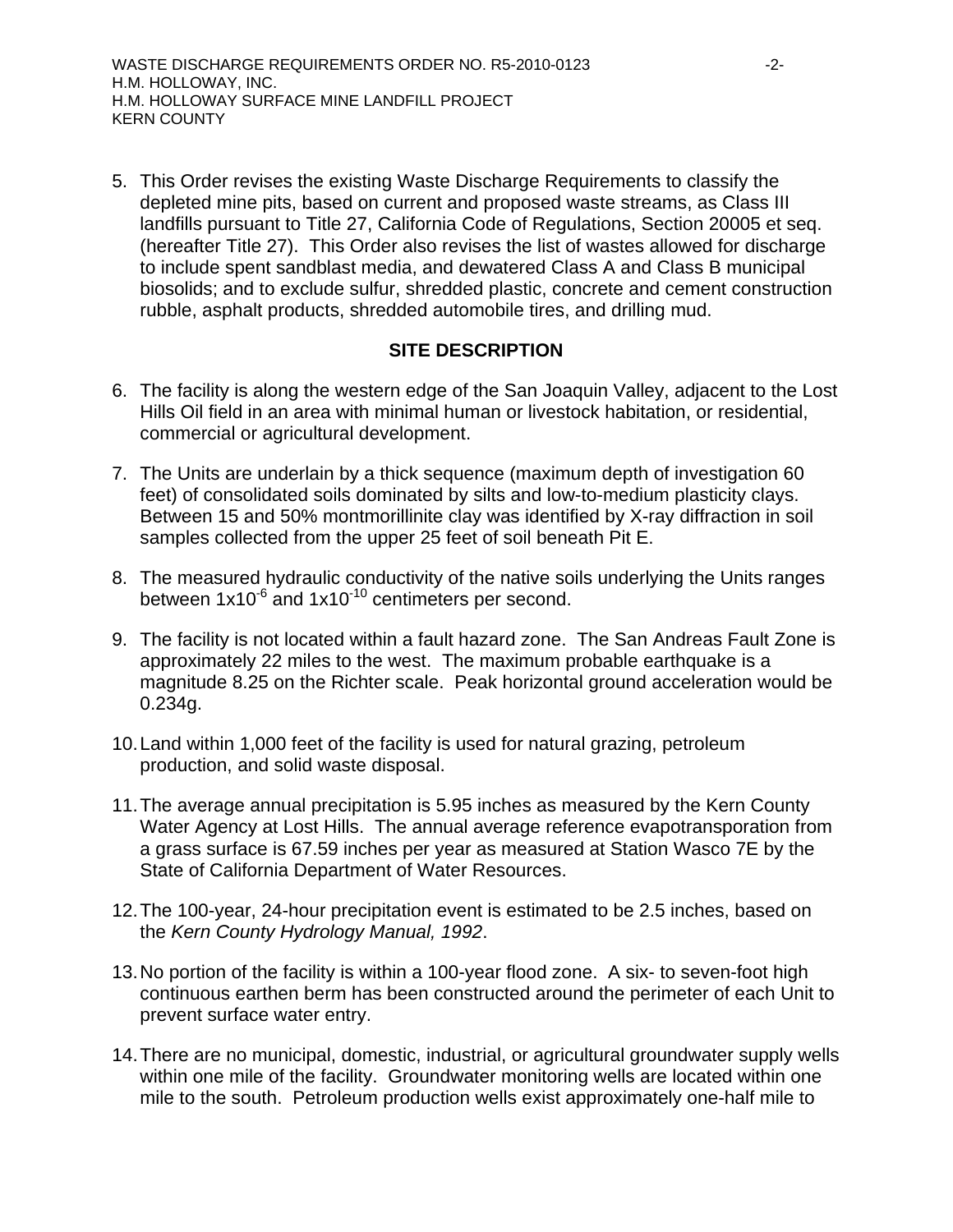5. This Order revises the existing Waste Discharge Requirements to classify the depleted mine pits, based on current and proposed waste streams, as Class III landfills pursuant to Title 27, California Code of Regulations, Section 20005 et seq. (hereafter Title 27). This Order also revises the list of wastes allowed for discharge to include spent sandblast media, and dewatered Class A and Class B municipal biosolids; and to exclude sulfur, shredded plastic, concrete and cement construction rubble, asphalt products, shredded automobile tires, and drilling mud.

## SITE DESCRIPTION

6. The facility is along the western edge of the San Joaquin Valley, adjacent to the Lost Hills Oil field in an area with minimal human or livestock habitation, or residential, commercial or agricultural development.

7. The Units are underlain by a thick sequence (maximum depth of investigation 60 feet) of consolidated soils dominated by silts and low-to-medium plasticity clays. Between 15 and 50% montmorillinite clay was identified by X-ray diffraction in soil samples collected from the upper 25 feet of soil beneath Pit E.

8. The measured hydraulic conductivity of the native soils underlying the Units ranges between $1x10^{-6}$ and $1x10^{-10}$ centimeters per second.

9. The facility is not located within a fault hazard zone. The San Andreas Fault Zone is approximately 22 miles to the west. The maximum probable earthquake is a magnitude 8.25 on the Richter scale. Peak horizontal ground acceleration would be 0.234g.

10. Land within 1,000 feet of the facility is used for natural grazing, petroleum production, and solid waste disposal.

11. The average annual precipitation is 5.95 inches as measured by the Kern County Water Agency at Lost Hills. The annual average reference evapotransporation from a grass surface is 67.59 inches per year as measured at Station Wasco 7E by the State of California Department of Water Resources.

12. The 100-year, 24-hour precipitation event is estimated to be 2.5 inches, based on the *Kern County Hydrology Manual, 1992*.

13. No portion of the facility is within a 100-year flood zone. A six- to seven-foot high continuous earthen berm has been constructed around the perimeter of each Unit to prevent surface water entry.

14. There are no municipal, domestic, industrial, or agricultural groundwater supply wells within one mile of the facility. Groundwater monitoring wells are located within one mile to the south. Petroleum production wells exist approximately one-half mile to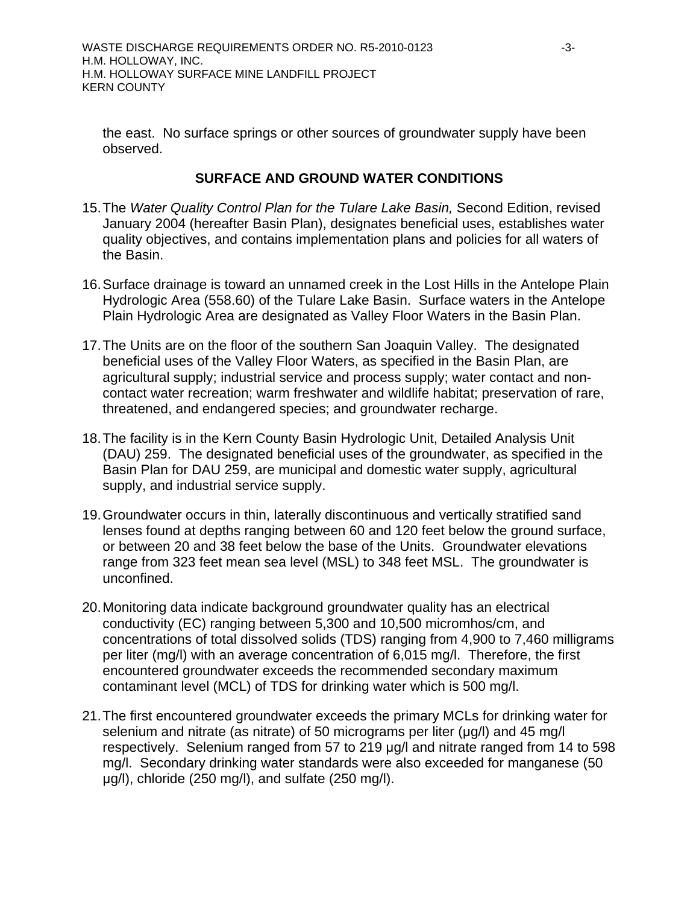the east. No surface springs or other sources of groundwater supply have been observed.

## SURFACE AND GROUND WATER CONDITIONS

15. The *Water Quality Control Plan for the Tulare Lake Basin,* Second Edition, revised January 2004 (hereafter Basin Plan), designates beneficial uses, establishes water quality objectives, and contains implementation plans and policies for all waters of the Basin.

16. Surface drainage is toward an unnamed creek in the Lost Hills in the Antelope Plain Hydrologic Area (558.60) of the Tulare Lake Basin. Surface waters in the Antelope Plain Hydrologic Area are designated as Valley Floor Waters in the Basin Plan.

17. The Units are on the floor of the southern San Joaquin Valley. The designated beneficial uses of the Valley Floor Waters, as specified in the Basin Plan, are agricultural supply; industrial service and process supply; water contact and non-contact water recreation; warm freshwater and wildlife habitat; preservation of rare, threatened, and endangered species; and groundwater recharge.

18. The facility is in the Kern County Basin Hydrologic Unit, Detailed Analysis Unit (DAU) 259. The designated beneficial uses of the groundwater, as specified in the Basin Plan for DAU 259, are municipal and domestic water supply, agricultural supply, and industrial service supply.

19. Groundwater occurs in thin, laterally discontinuous and vertically stratified sand lenses found at depths ranging between 60 and 120 feet below the ground surface, or between 20 and 38 feet below the base of the Units. Groundwater elevations range from 323 feet mean sea level (MSL) to 348 feet MSL. The groundwater is unconfined.

20. Monitoring data indicate background groundwater quality has an electrical conductivity (EC) ranging between 5,300 and 10,500 micromhos/cm, and concentrations of total dissolved solids (TDS) ranging from 4,900 to 7,460 milligrams per liter (mg/l) with an average concentration of 6,015 mg/l. Therefore, the first encountered groundwater exceeds the recommended secondary maximum contaminant level (MCL) of TDS for drinking water which is 500 mg/l.

21. The first encountered groundwater exceeds the primary MCLs for drinking water for selenium and nitrate (as nitrate) of 50 micrograms per liter (μg/l) and 45 mg/l respectively. Selenium ranged from 57 to 219 μg/l and nitrate ranged from 14 to 598 mg/l. Secondary drinking water standards were also exceeded for manganese (50 μg/l), chloride (250 mg/l), and sulfate (250 mg/l).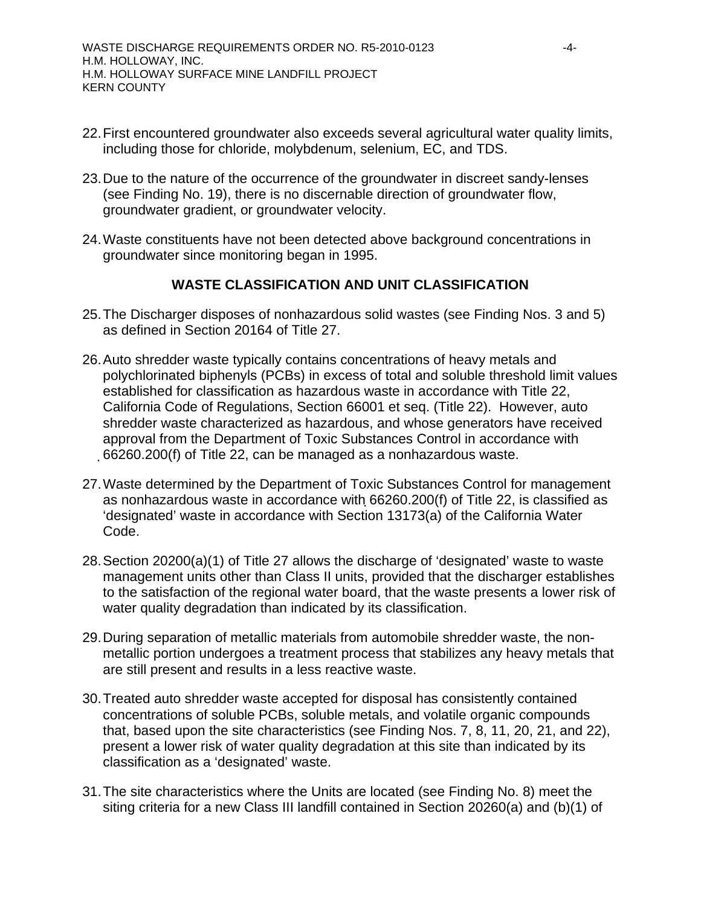22. First encountered groundwater also exceeds several agricultural water quality limits, including those for chloride, molybdenum, selenium, EC, and TDS.

23. Due to the nature of the occurrence of the groundwater in discreet sandy-lenses (see Finding No. 19), there is no discernable direction of groundwater flow, groundwater gradient, or groundwater velocity.

24. Waste constituents have not been detected above background concentrations in groundwater since monitoring began in 1995.

## WASTE CLASSIFICATION AND UNIT CLASSIFICATION

25. The Discharger disposes of nonhazardous solid wastes (see Finding Nos. 3 and 5) as defined in Section 20164 of Title 27.

26. Auto shredder waste typically contains concentrations of heavy metals and polychlorinated biphenyls (PCBs) in excess of total and soluble threshold limit values established for classification as hazardous waste in accordance with Title 22, California Code of Regulations, Section 66001 et seq. (Title 22). However, auto shredder waste characterized as hazardous, and whose generators have received approval from the Department of Toxic Substances Control in accordance with 66260.200(f) of Title 22, can be managed as a nonhazardous waste.

27. Waste determined by the Department of Toxic Substances Control for management as nonhazardous waste in accordance with 66260.200(f) of Title 22, is classified as 'designated' waste in accordance with Section 13173(a) of the California Water Code.

28. Section 20200(a)(1) of Title 27 allows the discharge of 'designated' waste to waste management units other than Class II units, provided that the discharger establishes to the satisfaction of the regional water board, that the waste presents a lower risk of water quality degradation than indicated by its classification.

29. During separation of metallic materials from automobile shredder waste, the non-metallic portion undergoes a treatment process that stabilizes any heavy metals that are still present and results in a less reactive waste.

30. Treated auto shredder waste accepted for disposal has consistently contained concentrations of soluble PCBs, soluble metals, and volatile organic compounds that, based upon the site characteristics (see Finding Nos. 7, 8, 11, 20, 21, and 22), present a lower risk of water quality degradation at this site than indicated by its classification as a 'designated' waste.

31. The site characteristics where the Units are located (see Finding No. 8) meet the siting criteria for a new Class III landfill contained in Section 20260(a) and (b)(1) of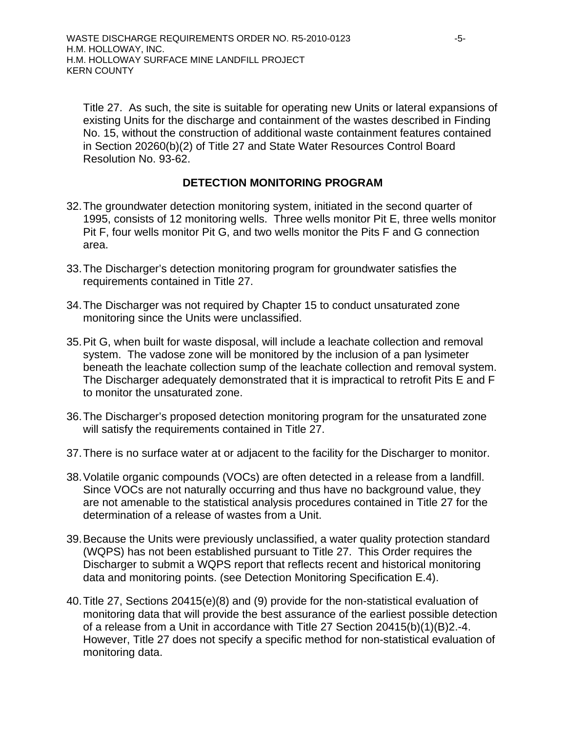Title 27. As such, the site is suitable for operating new Units or lateral expansions of existing Units for the discharge and containment of the wastes described in Finding No. 15, without the construction of additional waste containment features contained in Section 20260(b)(2) of Title 27 and State Water Resources Control Board Resolution No. 93-62.

## DETECTION MONITORING PROGRAM

32. The groundwater detection monitoring system, initiated in the second quarter of 1995, consists of 12 monitoring wells. Three wells monitor Pit E, three wells monitor Pit F, four wells monitor Pit G, and two wells monitor the Pits F and G connection area.

33. The Discharger's detection monitoring program for groundwater satisfies the requirements contained in Title 27.

34. The Discharger was not required by Chapter 15 to conduct unsaturated zone monitoring since the Units were unclassified.

35. Pit G, when built for waste disposal, will include a leachate collection and removal system. The vadose zone will be monitored by the inclusion of a pan lysimeter beneath the leachate collection sump of the leachate collection and removal system. The Discharger adequately demonstrated that it is impractical to retrofit Pits E and F to monitor the unsaturated zone.

36. The Discharger's proposed detection monitoring program for the unsaturated zone will satisfy the requirements contained in Title 27.

37. There is no surface water at or adjacent to the facility for the Discharger to monitor.

38. Volatile organic compounds (VOCs) are often detected in a release from a landfill. Since VOCs are not naturally occurring and thus have no background value, they are not amenable to the statistical analysis procedures contained in Title 27 for the determination of a release of wastes from a Unit.

39. Because the Units were previously unclassified, a water quality protection standard (WQPS) has not been established pursuant to Title 27. This Order requires the Discharger to submit a WQPS report that reflects recent and historical monitoring data and monitoring points. (see Detection Monitoring Specification E.4).

40. Title 27, Sections 20415(e)(8) and (9) provide for the non-statistical evaluation of monitoring data that will provide the best assurance of the earliest possible detection of a release from a Unit in accordance with Title 27 Section 20415(b)(1)(B)2.-4. However, Title 27 does not specify a specific method for non-statistical evaluation of monitoring data.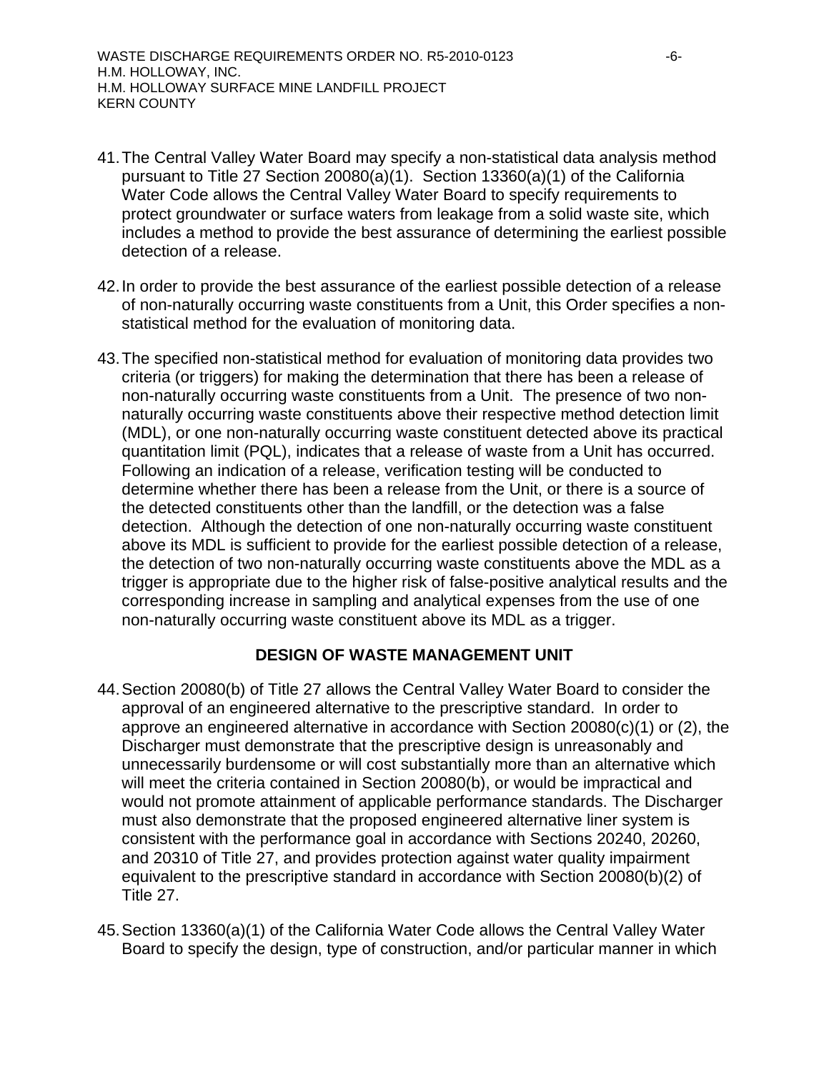41. The Central Valley Water Board may specify a non-statistical data analysis method pursuant to Title 27 Section 20080(a)(1). Section 13360(a)(1) of the California Water Code allows the Central Valley Water Board to specify requirements to protect groundwater or surface waters from leakage from a solid waste site, which includes a method to provide the best assurance of determining the earliest possible detection of a release.

42. In order to provide the best assurance of the earliest possible detection of a release of non-naturally occurring waste constituents from a Unit, this Order specifies a non-statistical method for the evaluation of monitoring data.

43. The specified non-statistical method for evaluation of monitoring data provides two criteria (or triggers) for making the determination that there has been a release of non-naturally occurring waste constituents from a Unit. The presence of two non-naturally occurring waste constituents above their respective method detection limit (MDL), or one non-naturally occurring waste constituent detected above its practical quantitation limit (PQL), indicates that a release of waste from a Unit has occurred. Following an indication of a release, verification testing will be conducted to determine whether there has been a release from the Unit, or there is a source of the detected constituents other than the landfill, or the detection was a false detection. Although the detection of one non-naturally occurring waste constituent above its MDL is sufficient to provide for the earliest possible detection of a release, the detection of two non-naturally occurring waste constituents above the MDL as a trigger is appropriate due to the higher risk of false-positive analytical results and the corresponding increase in sampling and analytical expenses from the use of one non-naturally occurring waste constituent above its MDL as a trigger.

## DESIGN OF WASTE MANAGEMENT UNIT

44. Section 20080(b) of Title 27 allows the Central Valley Water Board to consider the approval of an engineered alternative to the prescriptive standard. In order to approve an engineered alternative in accordance with Section 20080(c)(1) or (2), the Discharger must demonstrate that the prescriptive design is unreasonably and unnecessarily burdensome or will cost substantially more than an alternative which will meet the criteria contained in Section 20080(b), or would be impractical and would not promote attainment of applicable performance standards. The Discharger must also demonstrate that the proposed engineered alternative liner system is consistent with the performance goal in accordance with Sections 20240, 20260, and 20310 of Title 27, and provides protection against water quality impairment equivalent to the prescriptive standard in accordance with Section 20080(b)(2) of Title 27.

45. Section 13360(a)(1) of the California Water Code allows the Central Valley Water Board to specify the design, type of construction, and/or particular manner in which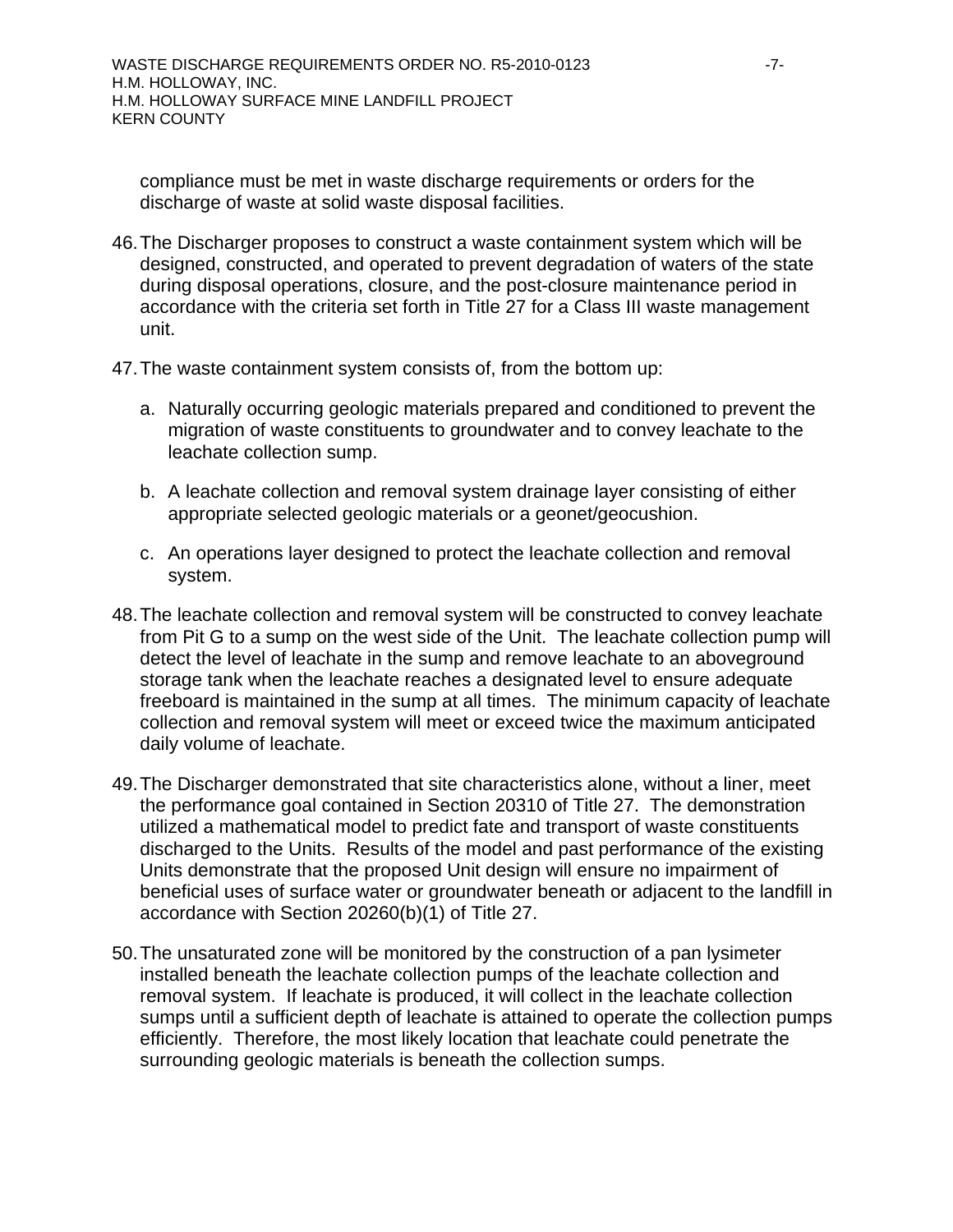compliance must be met in waste discharge requirements or orders for the discharge of waste at solid waste disposal facilities.

46. The Discharger proposes to construct a waste containment system which will be designed, constructed, and operated to prevent degradation of waters of the state during disposal operations, closure, and the post-closure maintenance period in accordance with the criteria set forth in Title 27 for a Class III waste management unit.

47. The waste containment system consists of, from the bottom up:

    a. Naturally occurring geologic materials prepared and conditioned to prevent the migration of waste constituents to groundwater and to convey leachate to the leachate collection sump.

    b. A leachate collection and removal system drainage layer consisting of either appropriate selected geologic materials or a geonet/geocushion.

    c. An operations layer designed to protect the leachate collection and removal system.

48. The leachate collection and removal system will be constructed to convey leachate from Pit G to a sump on the west side of the Unit. The leachate collection pump will detect the level of leachate in the sump and remove leachate to an aboveground storage tank when the leachate reaches a designated level to ensure adequate freeboard is maintained in the sump at all times. The minimum capacity of leachate collection and removal system will meet or exceed twice the maximum anticipated daily volume of leachate.

49. The Discharger demonstrated that site characteristics alone, without a liner, meet the performance goal contained in Section 20310 of Title 27. The demonstration utilized a mathematical model to predict fate and transport of waste constituents discharged to the Units. Results of the model and past performance of the existing Units demonstrate that the proposed Unit design will ensure no impairment of beneficial uses of surface water or groundwater beneath or adjacent to the landfill in accordance with Section 20260(b)(1) of Title 27.

50. The unsaturated zone will be monitored by the construction of a pan lysimeter installed beneath the leachate collection pumps of the leachate collection and removal system. If leachate is produced, it will collect in the leachate collection sumps until a sufficient depth of leachate is attained to operate the collection pumps efficiently. Therefore, the most likely location that leachate could penetrate the surrounding geologic materials is beneath the collection sumps.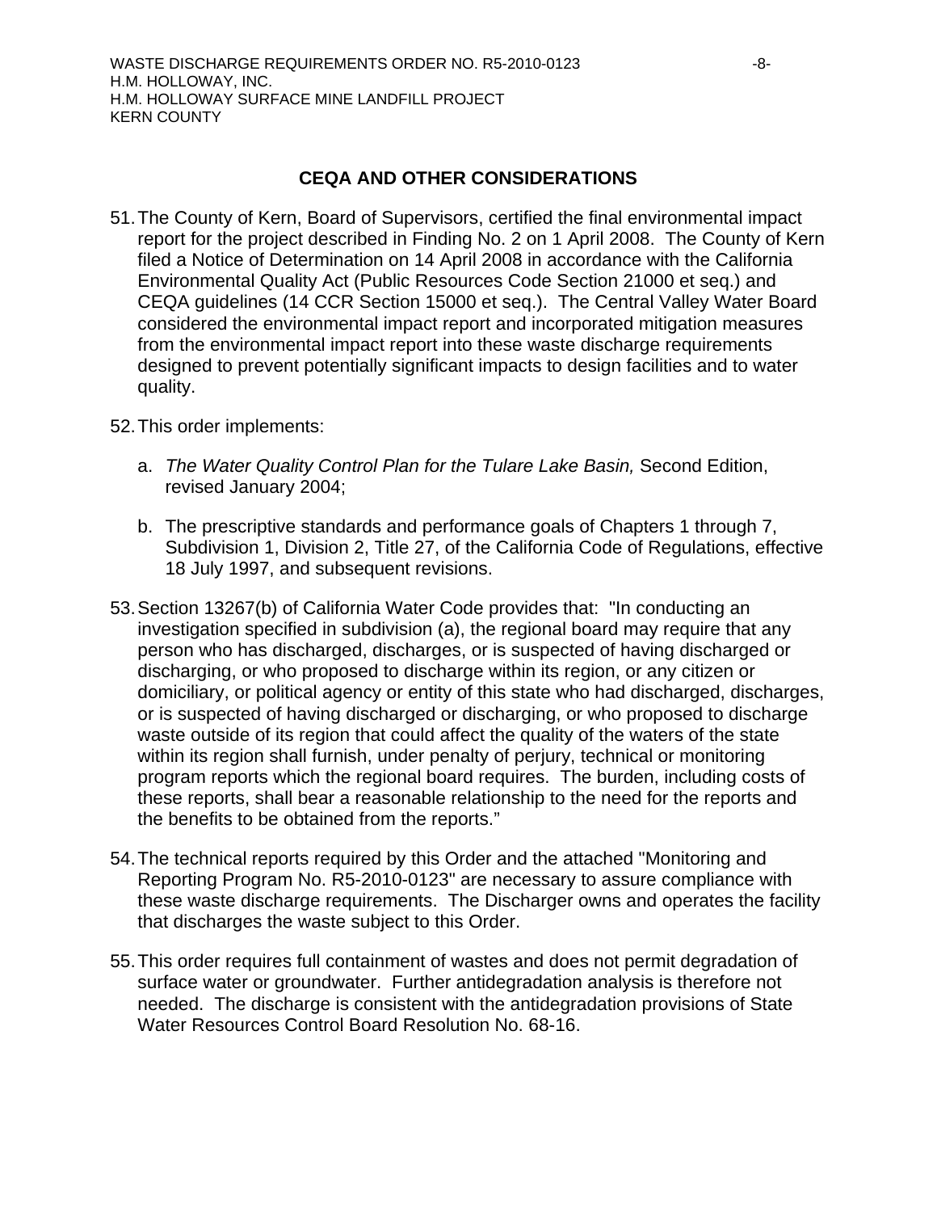## CEQA AND OTHER CONSIDERATIONS

51. The County of Kern, Board of Supervisors, certified the final environmental impact report for the project described in Finding No. 2 on 1 April 2008. The County of Kern filed a Notice of Determination on 14 April 2008 in accordance with the California Environmental Quality Act (Public Resources Code Section 21000 et seq.) and CEQA guidelines (14 CCR Section 15000 et seq.). The Central Valley Water Board considered the environmental impact report and incorporated mitigation measures from the environmental impact report into these waste discharge requirements designed to prevent potentially significant impacts to design facilities and to water quality.

52. This order implements:

    a. *The Water Quality Control Plan for the Tulare Lake Basin,* Second Edition, revised January 2004;

    b. The prescriptive standards and performance goals of Chapters 1 through 7, Subdivision 1, Division 2, Title 27, of the California Code of Regulations, effective 18 July 1997, and subsequent revisions.

53. Section 13267(b) of California Water Code provides that: "In conducting an investigation specified in subdivision (a), the regional board may require that any person who has discharged, discharges, or is suspected of having discharged or discharging, or who proposed to discharge within its region, or any citizen or domiciliary, or political agency or entity of this state who had discharged, discharges, or is suspected of having discharged or discharging, or who proposed to discharge waste outside of its region that could affect the quality of the waters of the state within its region shall furnish, under penalty of perjury, technical or monitoring program reports which the regional board requires. The burden, including costs of these reports, shall bear a reasonable relationship to the need for the reports and the benefits to be obtained from the reports."

54. The technical reports required by this Order and the attached "Monitoring and Reporting Program No. R5-2010-0123" are necessary to assure compliance with these waste discharge requirements. The Discharger owns and operates the facility that discharges the waste subject to this Order.

55. This order requires full containment of wastes and does not permit degradation of surface water or groundwater. Further antidegradation analysis is therefore not needed. The discharge is consistent with the antidegradation provisions of State Water Resources Control Board Resolution No. 68-16.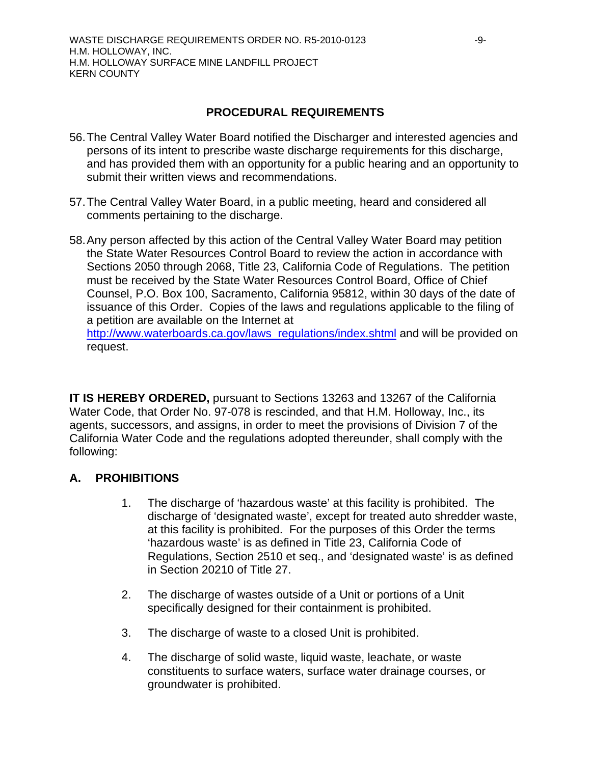## PROCEDURAL REQUIREMENTS

56. The Central Valley Water Board notified the Discharger and interested agencies and persons of its intent to prescribe waste discharge requirements for this discharge, and has provided them with an opportunity for a public hearing and an opportunity to submit their written views and recommendations.

57. The Central Valley Water Board, in a public meeting, heard and considered all comments pertaining to the discharge.

58. Any person affected by this action of the Central Valley Water Board may petition the State Water Resources Control Board to review the action in accordance with Sections 2050 through 2068, Title 23, California Code of Regulations. The petition must be received by the State Water Resources Control Board, Office of Chief Counsel, P.O. Box 100, Sacramento, California 95812, within 30 days of the date of issuance of this Order. Copies of the laws and regulations applicable to the filing of a petition are available on the Internet at http://www.waterboards.ca.gov/laws_regulations/index.shtml and will be provided on request.

**IT IS HEREBY ORDERED,** pursuant to Sections 13263 and 13267 of the California Water Code, that Order No. 97-078 is rescinded, and that H.M. Holloway, Inc., its agents, successors, and assigns, in order to meet the provisions of Division 7 of the California Water Code and the regulations adopted thereunder, shall comply with the following:

## A. PROHIBITIONS

1. The discharge of 'hazardous waste' at this facility is prohibited. The discharge of 'designated waste', except for treated auto shredder waste, at this facility is prohibited. For the purposes of this Order the terms 'hazardous waste' is as defined in Title 23, California Code of Regulations, Section 2510 et seq., and 'designated waste' is as defined in Section 20210 of Title 27.

2. The discharge of wastes outside of a Unit or portions of a Unit specifically designed for their containment is prohibited.

3. The discharge of waste to a closed Unit is prohibited.

4. The discharge of solid waste, liquid waste, leachate, or waste constituents to surface waters, surface water drainage courses, or groundwater is prohibited.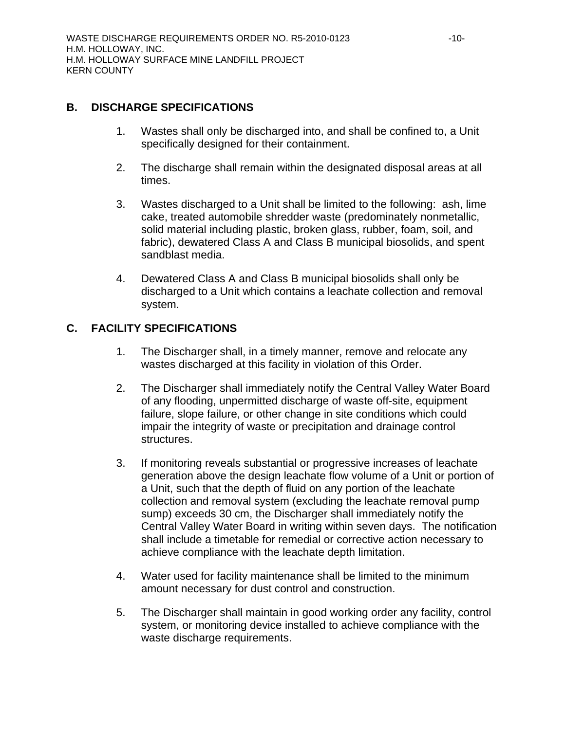## B. DISCHARGE SPECIFICATIONS

1. Wastes shall only be discharged into, and shall be confined to, a Unit specifically designed for their containment.

2. The discharge shall remain within the designated disposal areas at all times.

3. Wastes discharged to a Unit shall be limited to the following: ash, lime cake, treated automobile shredder waste (predominately nonmetallic, solid material including plastic, broken glass, rubber, foam, soil, and fabric), dewatered Class A and Class B municipal biosolids, and spent sandblast media.

4. Dewatered Class A and Class B municipal biosolids shall only be discharged to a Unit which contains a leachate collection and removal system.

## C. FACILITY SPECIFICATIONS

1. The Discharger shall, in a timely manner, remove and relocate any wastes discharged at this facility in violation of this Order.

2. The Discharger shall immediately notify the Central Valley Water Board of any flooding, unpermitted discharge of waste off-site, equipment failure, slope failure, or other change in site conditions which could impair the integrity of waste or precipitation and drainage control structures.

3. If monitoring reveals substantial or progressive increases of leachate generation above the design leachate flow volume of a Unit or portion of a Unit, such that the depth of fluid on any portion of the leachate collection and removal system (excluding the leachate removal pump sump) exceeds 30 cm, the Discharger shall immediately notify the Central Valley Water Board in writing within seven days. The notification shall include a timetable for remedial or corrective action necessary to achieve compliance with the leachate depth limitation.

4. Water used for facility maintenance shall be limited to the minimum amount necessary for dust control and construction.

5. The Discharger shall maintain in good working order any facility, control system, or monitoring device installed to achieve compliance with the waste discharge requirements.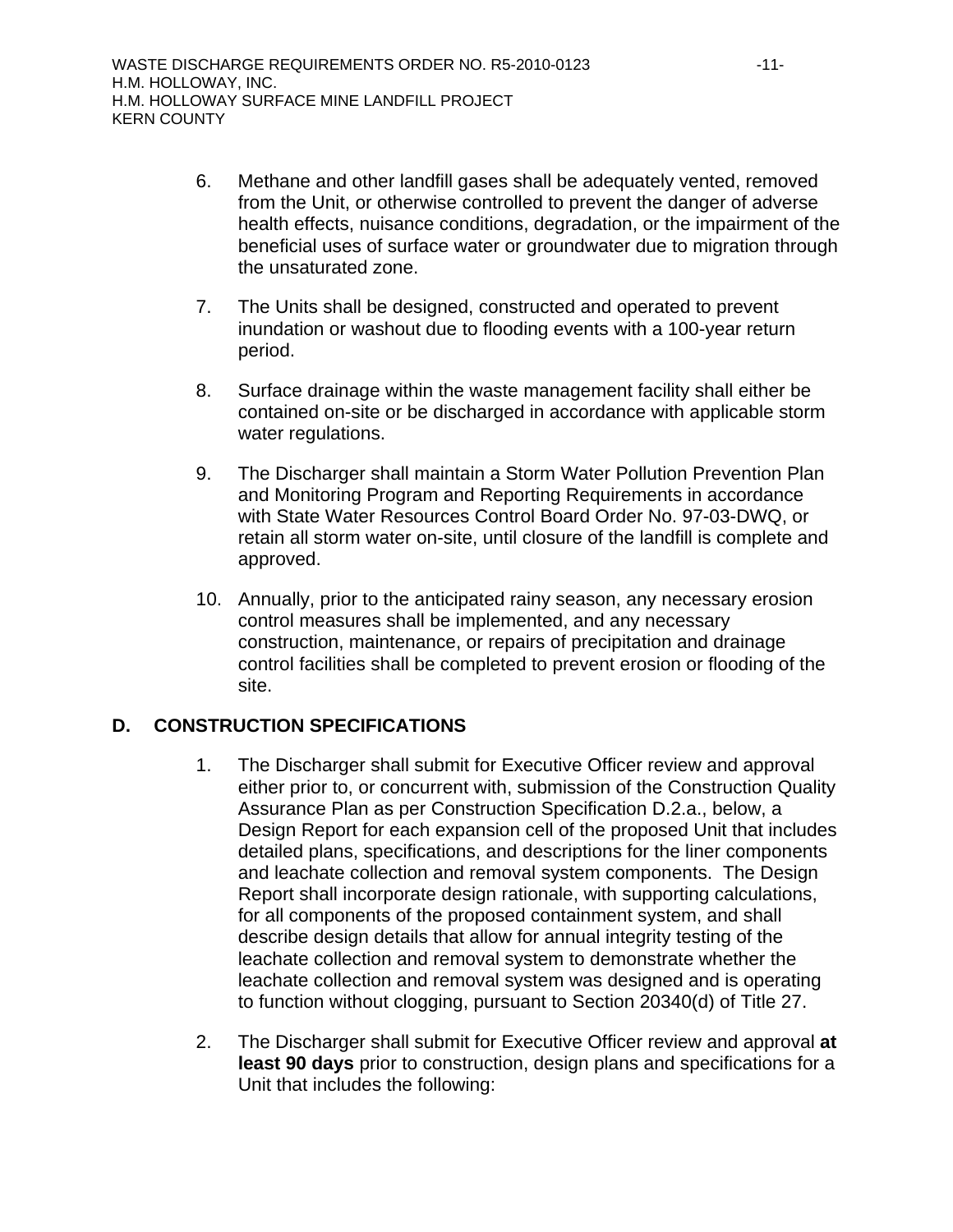6. Methane and other landfill gases shall be adequately vented, removed from the Unit, or otherwise controlled to prevent the danger of adverse health effects, nuisance conditions, degradation, or the impairment of the beneficial uses of surface water or groundwater due to migration through the unsaturated zone.

7. The Units shall be designed, constructed and operated to prevent inundation or washout due to flooding events with a 100-year return period.

8. Surface drainage within the waste management facility shall either be contained on-site or be discharged in accordance with applicable storm water regulations.

9. The Discharger shall maintain a Storm Water Pollution Prevention Plan and Monitoring Program and Reporting Requirements in accordance with State Water Resources Control Board Order No. 97-03-DWQ, or retain all storm water on-site, until closure of the landfill is complete and approved.

10. Annually, prior to the anticipated rainy season, any necessary erosion control measures shall be implemented, and any necessary construction, maintenance, or repairs of precipitation and drainage control facilities shall be completed to prevent erosion or flooding of the site.

## D. CONSTRUCTION SPECIFICATIONS

1. The Discharger shall submit for Executive Officer review and approval either prior to, or concurrent with, submission of the Construction Quality Assurance Plan as per Construction Specification D.2.a., below, a Design Report for each expansion cell of the proposed Unit that includes detailed plans, specifications, and descriptions for the liner components and leachate collection and removal system components. The Design Report shall incorporate design rationale, with supporting calculations, for all components of the proposed containment system, and shall describe design details that allow for annual integrity testing of the leachate collection and removal system to demonstrate whether the leachate collection and removal system was designed and is operating to function without clogging, pursuant to Section 20340(d) of Title 27.

2. The Discharger shall submit for Executive Officer review and approval **at least 90 days** prior to construction, design plans and specifications for a Unit that includes the following: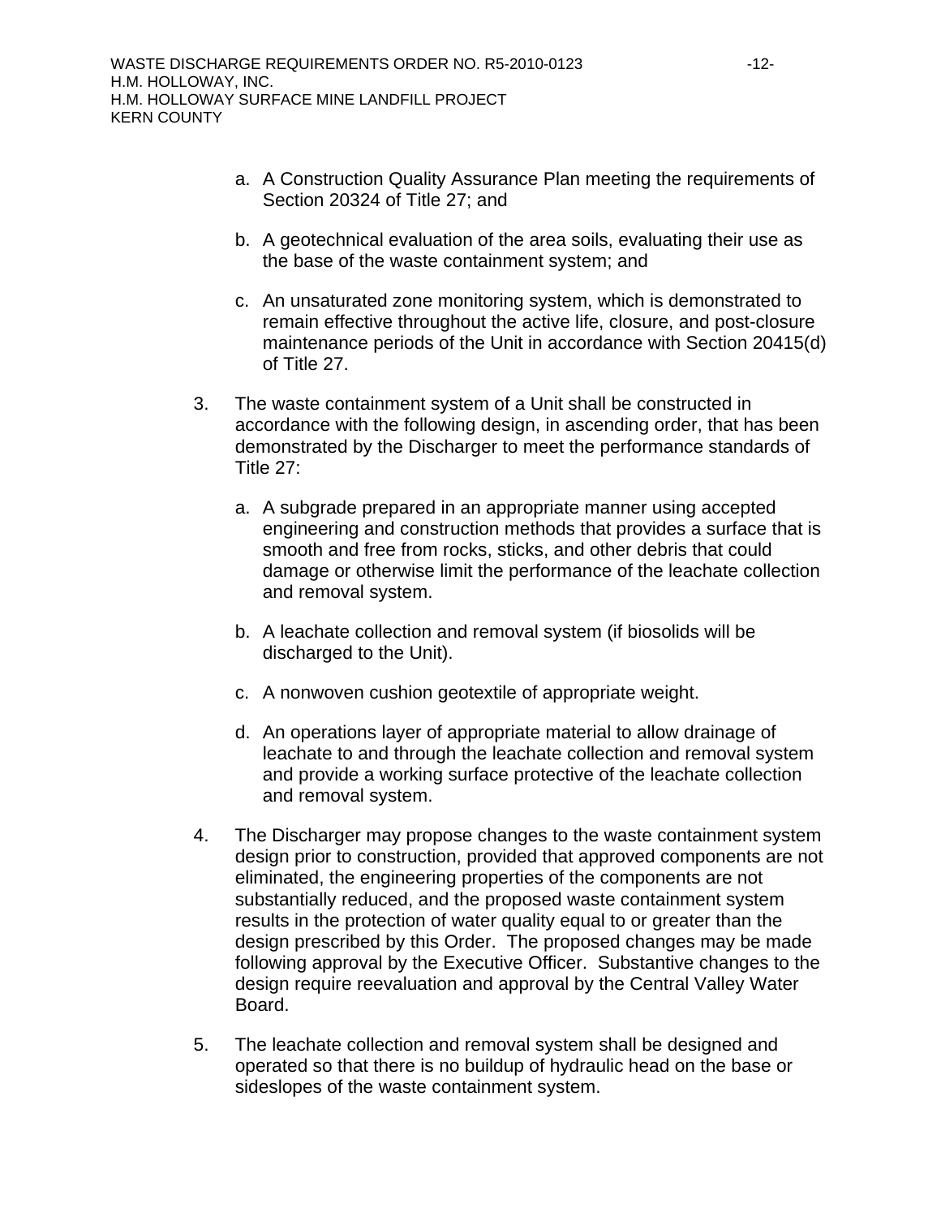a. A Construction Quality Assurance Plan meeting the requirements of Section 20324 of Title 27; and

b. A geotechnical evaluation of the area soils, evaluating their use as the base of the waste containment system; and

c. An unsaturated zone monitoring system, which is demonstrated to remain effective throughout the active life, closure, and post-closure maintenance periods of the Unit in accordance with Section 20415(d) of Title 27.

3. The waste containment system of a Unit shall be constructed in accordance with the following design, in ascending order, that has been demonstrated by the Discharger to meet the performance standards of Title 27:

   a. A subgrade prepared in an appropriate manner using accepted engineering and construction methods that provides a surface that is smooth and free from rocks, sticks, and other debris that could damage or otherwise limit the performance of the leachate collection and removal system.

   b. A leachate collection and removal system (if biosolids will be discharged to the Unit).

   c. A nonwoven cushion geotextile of appropriate weight.

   d. An operations layer of appropriate material to allow drainage of leachate to and through the leachate collection and removal system and provide a working surface protective of the leachate collection and removal system.

4. The Discharger may propose changes to the waste containment system design prior to construction, provided that approved components are not eliminated, the engineering properties of the components are not substantially reduced, and the proposed waste containment system results in the protection of water quality equal to or greater than the design prescribed by this Order. The proposed changes may be made following approval by the Executive Officer. Substantive changes to the design require reevaluation and approval by the Central Valley Water Board.

5. The leachate collection and removal system shall be designed and operated so that there is no buildup of hydraulic head on the base or sideslopes of the waste containment system.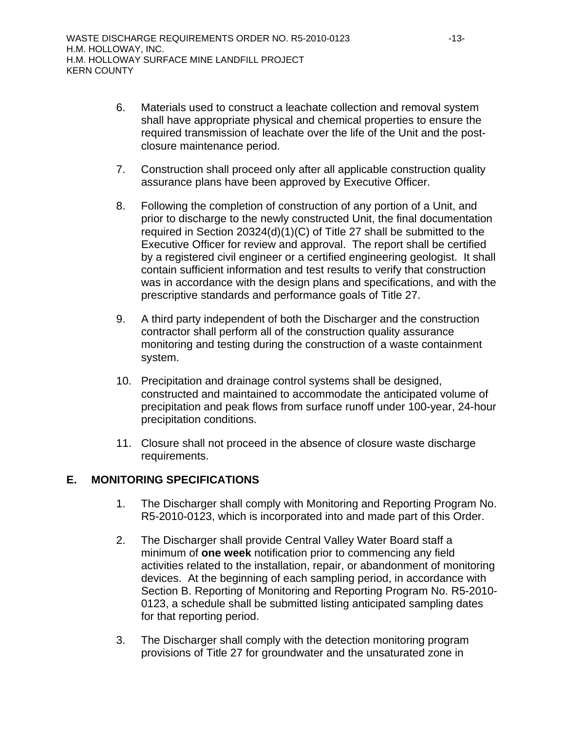6. Materials used to construct a leachate collection and removal system shall have appropriate physical and chemical properties to ensure the required transmission of leachate over the life of the Unit and the post-closure maintenance period.

7. Construction shall proceed only after all applicable construction quality assurance plans have been approved by Executive Officer.

8. Following the completion of construction of any portion of a Unit, and prior to discharge to the newly constructed Unit, the final documentation required in Section 20324(d)(1)(C) of Title 27 shall be submitted to the Executive Officer for review and approval. The report shall be certified by a registered civil engineer or a certified engineering geologist. It shall contain sufficient information and test results to verify that construction was in accordance with the design plans and specifications, and with the prescriptive standards and performance goals of Title 27.

9. A third party independent of both the Discharger and the construction contractor shall perform all of the construction quality assurance monitoring and testing during the construction of a waste containment system.

10. Precipitation and drainage control systems shall be designed, constructed and maintained to accommodate the anticipated volume of precipitation and peak flows from surface runoff under 100-year, 24-hour precipitation conditions.

11. Closure shall not proceed in the absence of closure waste discharge requirements.

## E. MONITORING SPECIFICATIONS

1. The Discharger shall comply with Monitoring and Reporting Program No. R5-2010-0123, which is incorporated into and made part of this Order.

2. The Discharger shall provide Central Valley Water Board staff a minimum of **one week** notification prior to commencing any field activities related to the installation, repair, or abandonment of monitoring devices. At the beginning of each sampling period, in accordance with Section B. Reporting of Monitoring and Reporting Program No. R5-2010-0123, a schedule shall be submitted listing anticipated sampling dates for that reporting period.

3. The Discharger shall comply with the detection monitoring program provisions of Title 27 for groundwater and the unsaturated zone in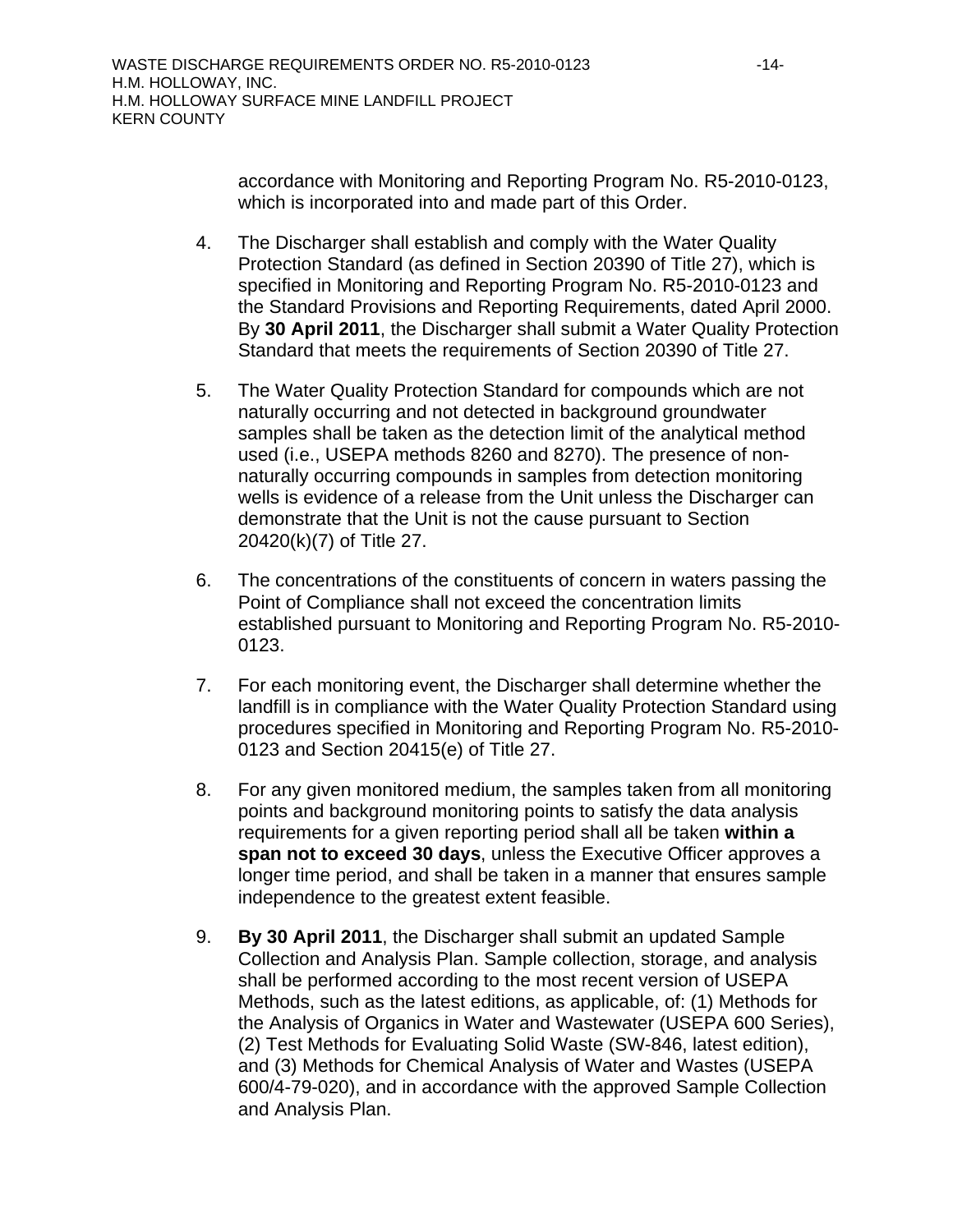accordance with Monitoring and Reporting Program No. R5-2010-0123, which is incorporated into and made part of this Order.

4. The Discharger shall establish and comply with the Water Quality Protection Standard (as defined in Section 20390 of Title 27), which is specified in Monitoring and Reporting Program No. R5-2010-0123 and the Standard Provisions and Reporting Requirements, dated April 2000. By **30 April 2011**, the Discharger shall submit a Water Quality Protection Standard that meets the requirements of Section 20390 of Title 27.

5. The Water Quality Protection Standard for compounds which are not naturally occurring and not detected in background groundwater samples shall be taken as the detection limit of the analytical method used (i.e., USEPA methods 8260 and 8270). The presence of non-naturally occurring compounds in samples from detection monitoring wells is evidence of a release from the Unit unless the Discharger can demonstrate that the Unit is not the cause pursuant to Section 20420(k)(7) of Title 27.

6. The concentrations of the constituents of concern in waters passing the Point of Compliance shall not exceed the concentration limits established pursuant to Monitoring and Reporting Program No. R5-2010-0123.

7. For each monitoring event, the Discharger shall determine whether the landfill is in compliance with the Water Quality Protection Standard using procedures specified in Monitoring and Reporting Program No. R5-2010-0123 and Section 20415(e) of Title 27.

8. For any given monitored medium, the samples taken from all monitoring points and background monitoring points to satisfy the data analysis requirements for a given reporting period shall all be taken **within a span not to exceed 30 days**, unless the Executive Officer approves a longer time period, and shall be taken in a manner that ensures sample independence to the greatest extent feasible.

9. **By 30 April 2011**, the Discharger shall submit an updated Sample Collection and Analysis Plan. Sample collection, storage, and analysis shall be performed according to the most recent version of USEPA Methods, such as the latest editions, as applicable, of: (1) Methods for the Analysis of Organics in Water and Wastewater (USEPA 600 Series), (2) Test Methods for Evaluating Solid Waste (SW-846, latest edition), and (3) Methods for Chemical Analysis of Water and Wastes (USEPA 600/4-79-020), and in accordance with the approved Sample Collection and Analysis Plan.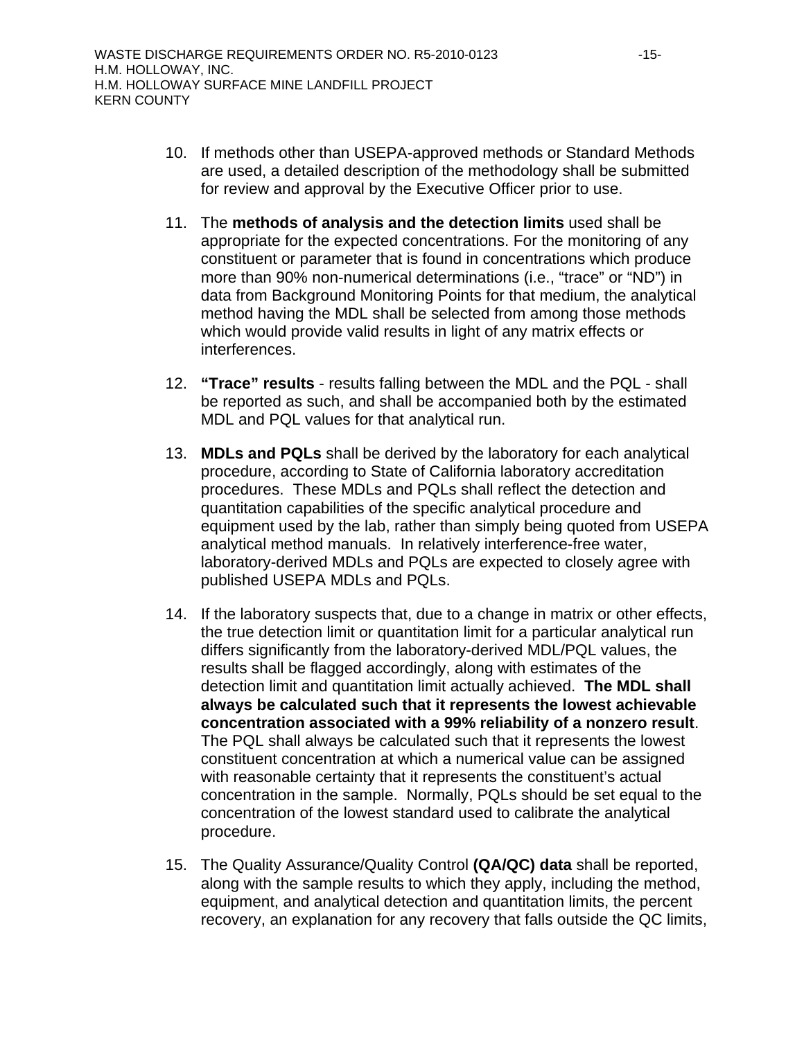10. If methods other than USEPA-approved methods or Standard Methods are used, a detailed description of the methodology shall be submitted for review and approval by the Executive Officer prior to use.

11. The **methods of analysis and the detection limits** used shall be appropriate for the expected concentrations. For the monitoring of any constituent or parameter that is found in concentrations which produce more than 90% non-numerical determinations (i.e., "trace" or "ND") in data from Background Monitoring Points for that medium, the analytical method having the MDL shall be selected from among those methods which would provide valid results in light of any matrix effects or interferences.

12. **"Trace" results** - results falling between the MDL and the PQL - shall be reported as such, and shall be accompanied both by the estimated MDL and PQL values for that analytical run.

13. **MDLs and PQLs** shall be derived by the laboratory for each analytical procedure, according to State of California laboratory accreditation procedures. These MDLs and PQLs shall reflect the detection and quantitation capabilities of the specific analytical procedure and equipment used by the lab, rather than simply being quoted from USEPA analytical method manuals. In relatively interference-free water, laboratory-derived MDLs and PQLs are expected to closely agree with published USEPA MDLs and PQLs.

14. If the laboratory suspects that, due to a change in matrix or other effects, the true detection limit or quantitation limit for a particular analytical run differs significantly from the laboratory-derived MDL/PQL values, the results shall be flagged accordingly, along with estimates of the detection limit and quantitation limit actually achieved. **The MDL shall always be calculated such that it represents the lowest achievable concentration associated with a 99% reliability of a nonzero result**. The PQL shall always be calculated such that it represents the lowest constituent concentration at which a numerical value can be assigned with reasonable certainty that it represents the constituent's actual concentration in the sample. Normally, PQLs should be set equal to the concentration of the lowest standard used to calibrate the analytical procedure.

15. The Quality Assurance/Quality Control **(QA/QC) data** shall be reported, along with the sample results to which they apply, including the method, equipment, and analytical detection and quantitation limits, the percent recovery, an explanation for any recovery that falls outside the QC limits,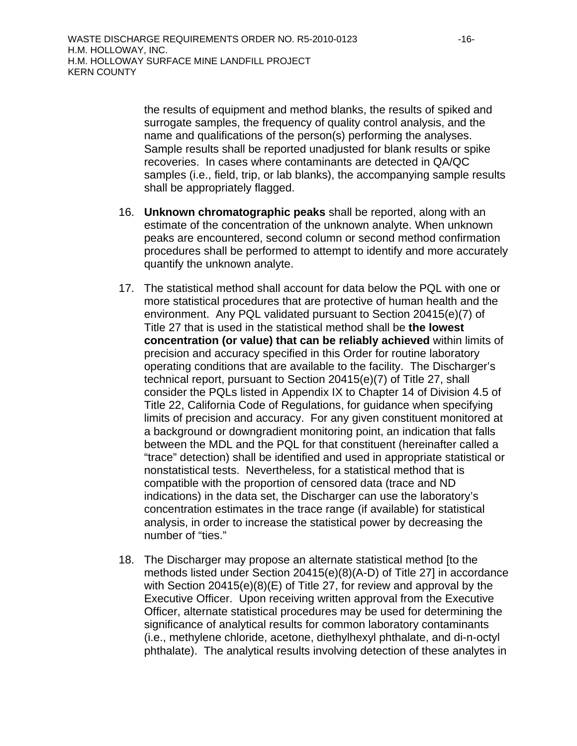the results of equipment and method blanks, the results of spiked and surrogate samples, the frequency of quality control analysis, and the name and qualifications of the person(s) performing the analyses. Sample results shall be reported unadjusted for blank results or spike recoveries. In cases where contaminants are detected in QA/QC samples (i.e., field, trip, or lab blanks), the accompanying sample results shall be appropriately flagged.

16. **Unknown chromatographic peaks** shall be reported, along with an estimate of the concentration of the unknown analyte. When unknown peaks are encountered, second column or second method confirmation procedures shall be performed to attempt to identify and more accurately quantify the unknown analyte.

17. The statistical method shall account for data below the PQL with one or more statistical procedures that are protective of human health and the environment. Any PQL validated pursuant to Section 20415(e)(7) of Title 27 that is used in the statistical method shall be **the lowest concentration (or value) that can be reliably achieved** within limits of precision and accuracy specified in this Order for routine laboratory operating conditions that are available to the facility. The Discharger's technical report, pursuant to Section 20415(e)(7) of Title 27, shall consider the PQLs listed in Appendix IX to Chapter 14 of Division 4.5 of Title 22, California Code of Regulations, for guidance when specifying limits of precision and accuracy. For any given constituent monitored at a background or downgradient monitoring point, an indication that falls between the MDL and the PQL for that constituent (hereinafter called a "trace" detection) shall be identified and used in appropriate statistical or nonstatistical tests. Nevertheless, for a statistical method that is compatible with the proportion of censored data (trace and ND indications) in the data set, the Discharger can use the laboratory's concentration estimates in the trace range (if available) for statistical analysis, in order to increase the statistical power by decreasing the number of "ties."

18. The Discharger may propose an alternate statistical method [to the methods listed under Section 20415(e)(8)(A-D) of Title 27] in accordance with Section 20415(e)(8)(E) of Title 27, for review and approval by the Executive Officer. Upon receiving written approval from the Executive Officer, alternate statistical procedures may be used for determining the significance of analytical results for common laboratory contaminants (i.e., methylene chloride, acetone, diethylhexyl phthalate, and di-n-octyl phthalate). The analytical results involving detection of these analytes in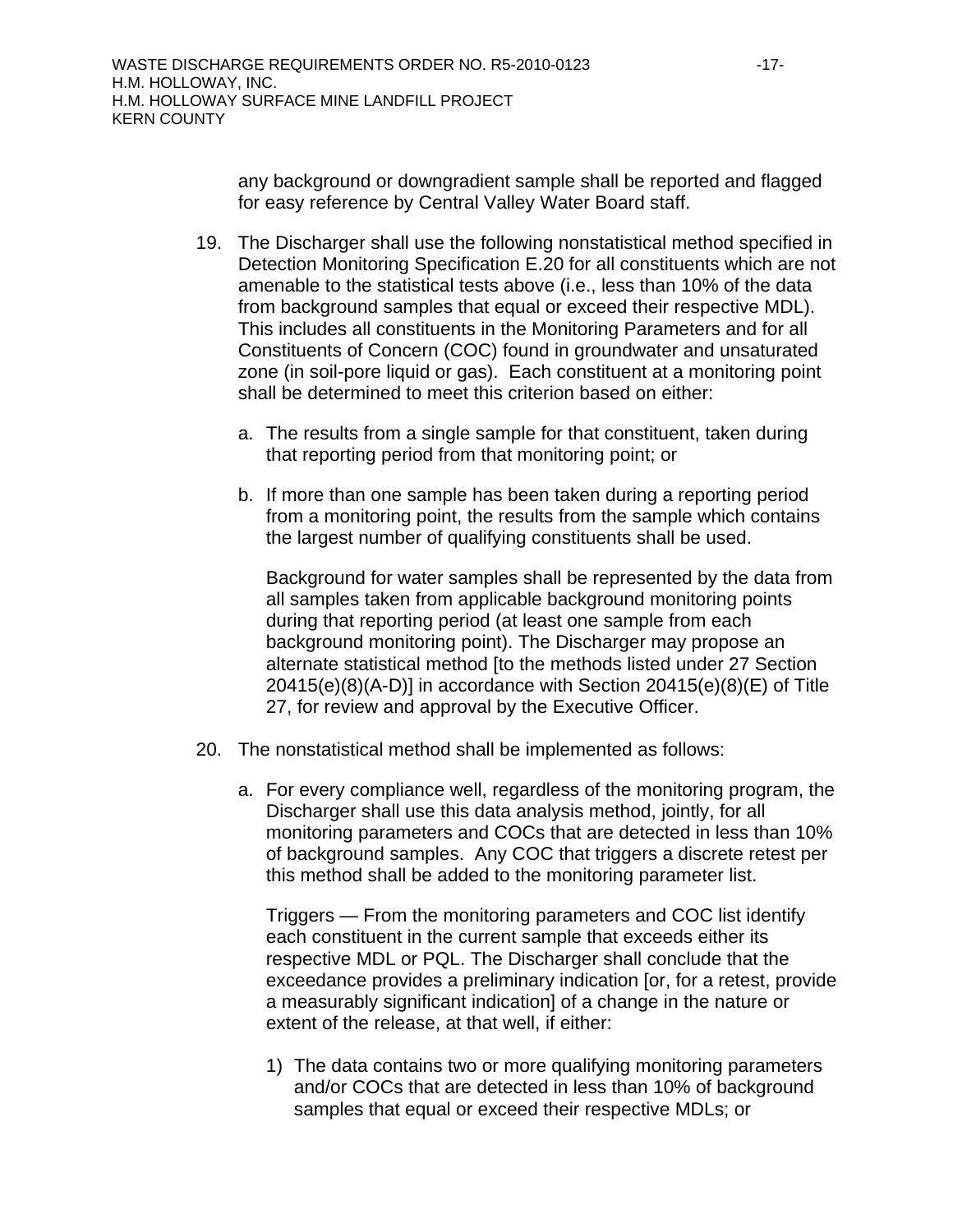any background or downgradient sample shall be reported and flagged for easy reference by Central Valley Water Board staff.

19. The Discharger shall use the following nonstatistical method specified in Detection Monitoring Specification E.20 for all constituents which are not amenable to the statistical tests above (i.e., less than 10% of the data from background samples that equal or exceed their respective MDL). This includes all constituents in the Monitoring Parameters and for all Constituents of Concern (COC) found in groundwater and unsaturated zone (in soil-pore liquid or gas). Each constituent at a monitoring point shall be determined to meet this criterion based on either:

    a. The results from a single sample for that constituent, taken during that reporting period from that monitoring point; or

    b. If more than one sample has been taken during a reporting period from a monitoring point, the results from the sample which contains the largest number of qualifying constituents shall be used.

    Background for water samples shall be represented by the data from all samples taken from applicable background monitoring points during that reporting period (at least one sample from each background monitoring point). The Discharger may propose an alternate statistical method [to the methods listed under 27 Section 20415(e)(8)(A-D)] in accordance with Section 20415(e)(8)(E) of Title 27, for review and approval by the Executive Officer.

20. The nonstatistical method shall be implemented as follows:

    a. For every compliance well, regardless of the monitoring program, the Discharger shall use this data analysis method, jointly, for all monitoring parameters and COCs that are detected in less than 10% of background samples. Any COC that triggers a discrete retest per this method shall be added to the monitoring parameter list.

       Triggers — From the monitoring parameters and COC list identify each constituent in the current sample that exceeds either its respective MDL or PQL. The Discharger shall conclude that the exceedance provides a preliminary indication [or, for a retest, provide a measurably significant indication] of a change in the nature or extent of the release, at that well, if either:

       1) The data contains two or more qualifying monitoring parameters and/or COCs that are detected in less than 10% of background samples that equal or exceed their respective MDLs; or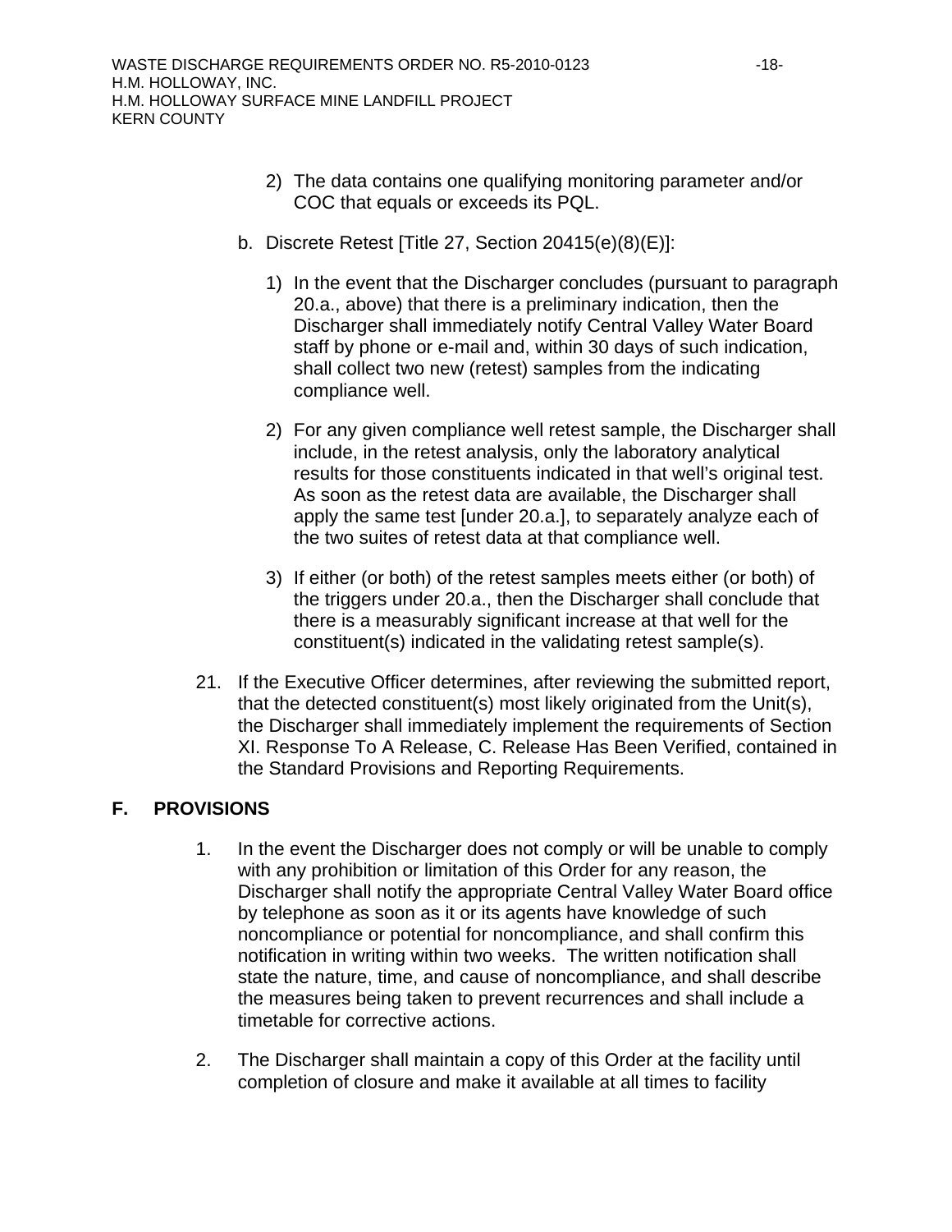2) The data contains one qualifying monitoring parameter and/or COC that equals or exceeds its PQL.

b. Discrete Retest [Title 27, Section 20415(e)(8)(E)]:

   1) In the event that the Discharger concludes (pursuant to paragraph 20.a., above) that there is a preliminary indication, then the Discharger shall immediately notify Central Valley Water Board staff by phone or e-mail and, within 30 days of such indication, shall collect two new (retest) samples from the indicating compliance well.

   2) For any given compliance well retest sample, the Discharger shall include, in the retest analysis, only the laboratory analytical results for those constituents indicated in that well's original test. As soon as the retest data are available, the Discharger shall apply the same test [under 20.a.], to separately analyze each of the two suites of retest data at that compliance well.

   3) If either (or both) of the retest samples meets either (or both) of the triggers under 20.a., then the Discharger shall conclude that there is a measurably significant increase at that well for the constituent(s) indicated in the validating retest sample(s).

21. If the Executive Officer determines, after reviewing the submitted report, that the detected constituent(s) most likely originated from the Unit(s), the Discharger shall immediately implement the requirements of Section XI. Response To A Release, C. Release Has Been Verified, contained in the Standard Provisions and Reporting Requirements.

## F. PROVISIONS

1. In the event the Discharger does not comply or will be unable to comply with any prohibition or limitation of this Order for any reason, the Discharger shall notify the appropriate Central Valley Water Board office by telephone as soon as it or its agents have knowledge of such noncompliance or potential for noncompliance, and shall confirm this notification in writing within two weeks. The written notification shall state the nature, time, and cause of noncompliance, and shall describe the measures being taken to prevent recurrences and shall include a timetable for corrective actions.

2. The Discharger shall maintain a copy of this Order at the facility until completion of closure and make it available at all times to facility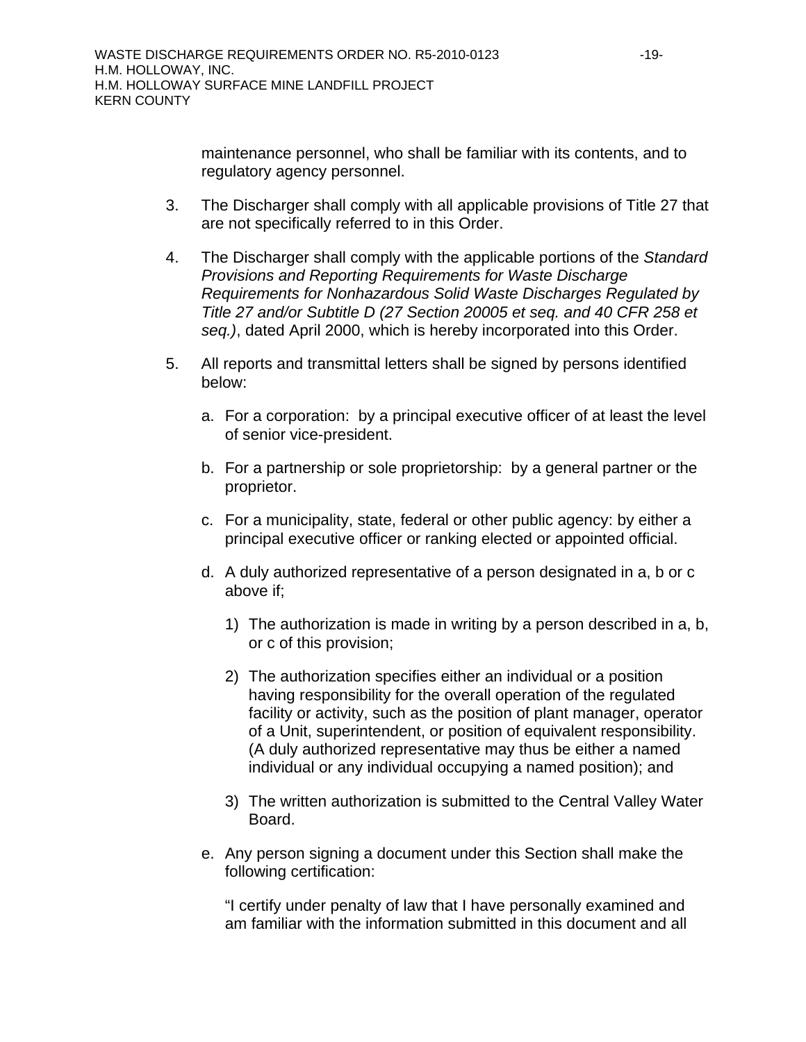maintenance personnel, who shall be familiar with its contents, and to regulatory agency personnel.

3. The Discharger shall comply with all applicable provisions of Title 27 that are not specifically referred to in this Order.

4. The Discharger shall comply with the applicable portions of the *Standard Provisions and Reporting Requirements for Waste Discharge Requirements for Nonhazardous Solid Waste Discharges Regulated by Title 27 and/or Subtitle D (27 Section 20005 et seq. and 40 CFR 258 et seq.)*, dated April 2000, which is hereby incorporated into this Order.

5. All reports and transmittal letters shall be signed by persons identified below:

   a. For a corporation: by a principal executive officer of at least the level of senior vice-president.

   b. For a partnership or sole proprietorship: by a general partner or the proprietor.

   c. For a municipality, state, federal or other public agency: by either a principal executive officer or ranking elected or appointed official.

   d. A duly authorized representative of a person designated in a, b or c above if;

      1) The authorization is made in writing by a person described in a, b, or c of this provision;

      2) The authorization specifies either an individual or a position having responsibility for the overall operation of the regulated facility or activity, such as the position of plant manager, operator of a Unit, superintendent, or position of equivalent responsibility. (A duly authorized representative may thus be either a named individual or any individual occupying a named position); and

      3) The written authorization is submitted to the Central Valley Water Board.

   e. Any person signing a document under this Section shall make the following certification:

      "I certify under penalty of law that I have personally examined and am familiar with the information submitted in this document and all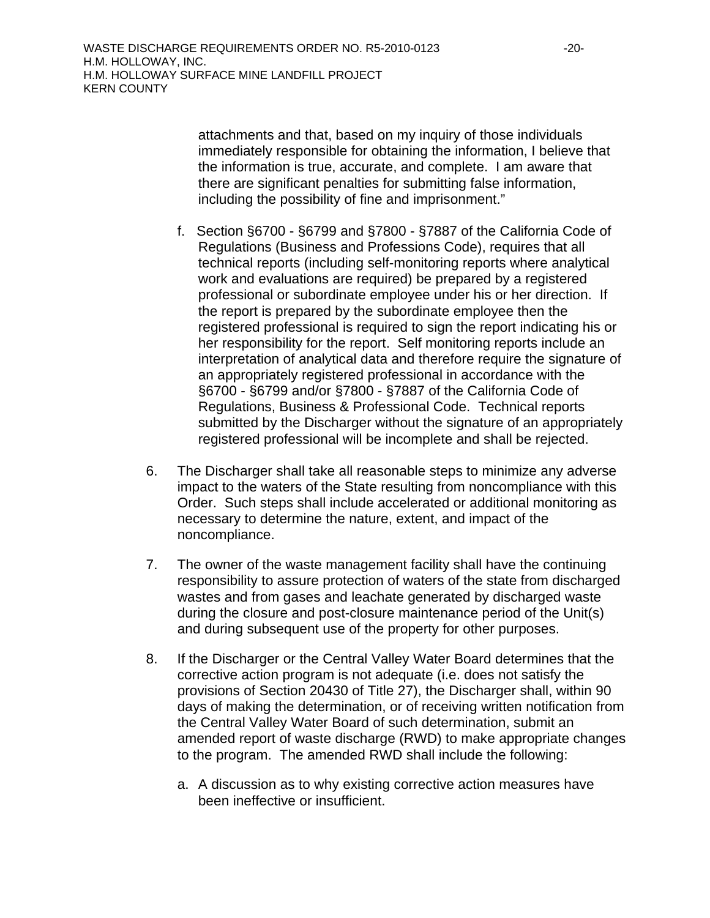attachments and that, based on my inquiry of those individuals immediately responsible for obtaining the information, I believe that the information is true, accurate, and complete. I am aware that there are significant penalties for submitting false information, including the possibility of fine and imprisonment."

f. Section §6700 - §6799 and §7800 - §7887 of the California Code of Regulations (Business and Professions Code), requires that all technical reports (including self-monitoring reports where analytical work and evaluations are required) be prepared by a registered professional or subordinate employee under his or her direction. If the report is prepared by the subordinate employee then the registered professional is required to sign the report indicating his or her responsibility for the report. Self monitoring reports include an interpretation of analytical data and therefore require the signature of an appropriately registered professional in accordance with the §6700 - §6799 and/or §7800 - §7887 of the California Code of Regulations, Business & Professional Code. Technical reports submitted by the Discharger without the signature of an appropriately registered professional will be incomplete and shall be rejected.

6. The Discharger shall take all reasonable steps to minimize any adverse impact to the waters of the State resulting from noncompliance with this Order. Such steps shall include accelerated or additional monitoring as necessary to determine the nature, extent, and impact of the noncompliance.

7. The owner of the waste management facility shall have the continuing responsibility to assure protection of waters of the state from discharged wastes and from gases and leachate generated by discharged waste during the closure and post-closure maintenance period of the Unit(s) and during subsequent use of the property for other purposes.

8. If the Discharger or the Central Valley Water Board determines that the corrective action program is not adequate (i.e. does not satisfy the provisions of Section 20430 of Title 27), the Discharger shall, within 90 days of making the determination, or of receiving written notification from the Central Valley Water Board of such determination, submit an amended report of waste discharge (RWD) to make appropriate changes to the program. The amended RWD shall include the following:

   a. A discussion as to why existing corrective action measures have been ineffective or insufficient.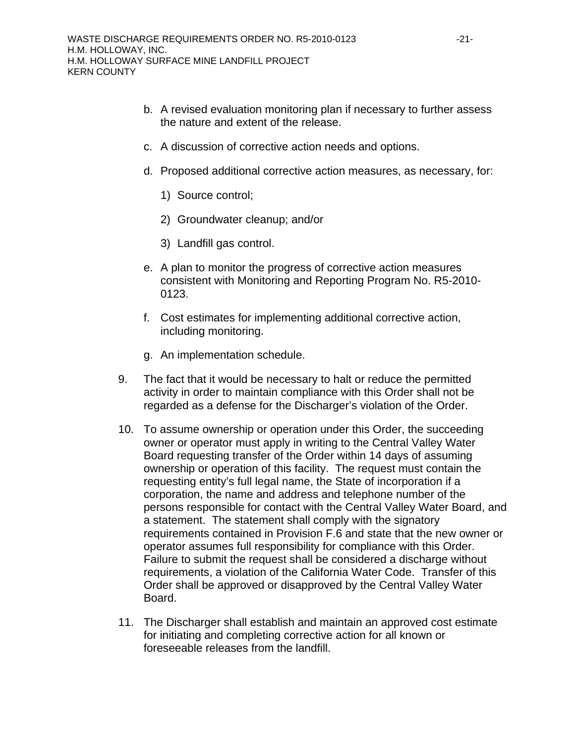b. A revised evaluation monitoring plan if necessary to further assess the nature and extent of the release.

c. A discussion of corrective action needs and options.

d. Proposed additional corrective action measures, as necessary, for:

   1) Source control;

   2) Groundwater cleanup; and/or

   3) Landfill gas control.

e. A plan to monitor the progress of corrective action measures consistent with Monitoring and Reporting Program No. R5-2010-0123.

f. Cost estimates for implementing additional corrective action, including monitoring.

g. An implementation schedule.

9. The fact that it would be necessary to halt or reduce the permitted activity in order to maintain compliance with this Order shall not be regarded as a defense for the Discharger's violation of the Order.

10. To assume ownership or operation under this Order, the succeeding owner or operator must apply in writing to the Central Valley Water Board requesting transfer of the Order within 14 days of assuming ownership or operation of this facility. The request must contain the requesting entity's full legal name, the State of incorporation if a corporation, the name and address and telephone number of the persons responsible for contact with the Central Valley Water Board, and a statement. The statement shall comply with the signatory requirements contained in Provision F.6 and state that the new owner or operator assumes full responsibility for compliance with this Order. Failure to submit the request shall be considered a discharge without requirements, a violation of the California Water Code. Transfer of this Order shall be approved or disapproved by the Central Valley Water Board.

11. The Discharger shall establish and maintain an approved cost estimate for initiating and completing corrective action for all known or foreseeable releases from the landfill.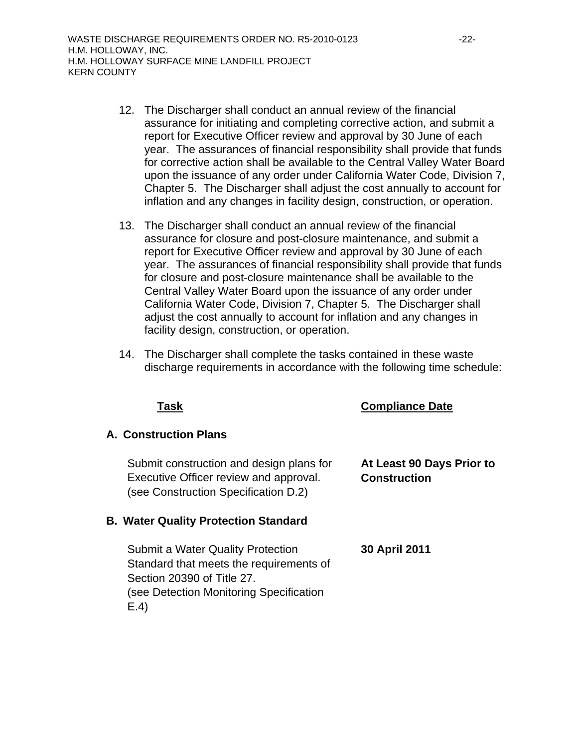12. The Discharger shall conduct an annual review of the financial assurance for initiating and completing corrective action, and submit a report for Executive Officer review and approval by 30 June of each year. The assurances of financial responsibility shall provide that funds for corrective action shall be available to the Central Valley Water Board upon the issuance of any order under California Water Code, Division 7, Chapter 5. The Discharger shall adjust the cost annually to account for inflation and any changes in facility design, construction, or operation.

13. The Discharger shall conduct an annual review of the financial assurance for closure and post-closure maintenance, and submit a report for Executive Officer review and approval by 30 June of each year. The assurances of financial responsibility shall provide that funds for closure and post-closure maintenance shall be available to the Central Valley Water Board upon the issuance of any order under California Water Code, Division 7, Chapter 5. The Discharger shall adjust the cost annually to account for inflation and any changes in facility design, construction, or operation.

14. The Discharger shall complete the tasks contained in these waste discharge requirements in accordance with the following time schedule:

| Task | Compliance Date |
|---|---|
| **A. Construction Plans** | |
| Submit construction and design plans for Executive Officer review and approval. (see Construction Specification D.2) | **At Least 90 Days Prior to Construction** |
| **B. Water Quality Protection Standard** | |
| Submit a Water Quality Protection Standard that meets the requirements of Section 20390 of Title 27. (see Detection Monitoring Specification E.4) | **30 April 2011** |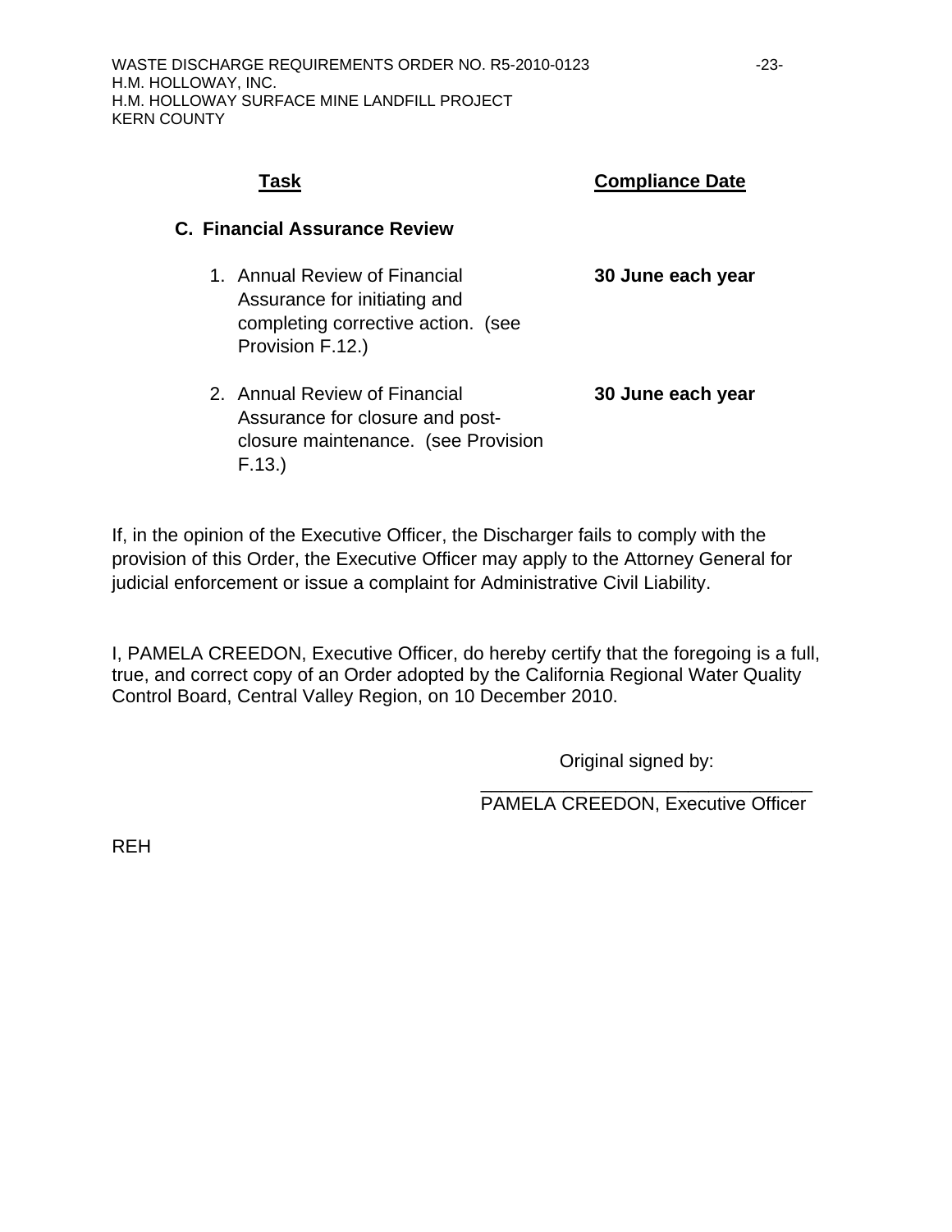| Task | Compliance Date |
|---|---|
| **C. Financial Assurance Review** | |
| 1. Annual Review of Financial Assurance for initiating and completing corrective action. (see Provision F.12.) | **30 June each year** |
| 2. Annual Review of Financial Assurance for closure and post-closure maintenance. (see Provision F.13.) | **30 June each year** |

If, in the opinion of the Executive Officer, the Discharger fails to comply with the provision of this Order, the Executive Officer may apply to the Attorney General for judicial enforcement or issue a complaint for Administrative Civil Liability.

I, PAMELA CREEDON, Executive Officer, do hereby certify that the foregoing is a full, true, and correct copy of an Order adopted by the California Regional Water Quality Control Board, Central Valley Region, on 10 December 2010.

Original signed by:

\_\_\_\_\_\_\_\_\_\_\_\_\_\_\_\_\_\_\_\_\_\_\_\_\_\_\_\_\_\_\_\_
PAMELA CREEDON, Executive Officer

REH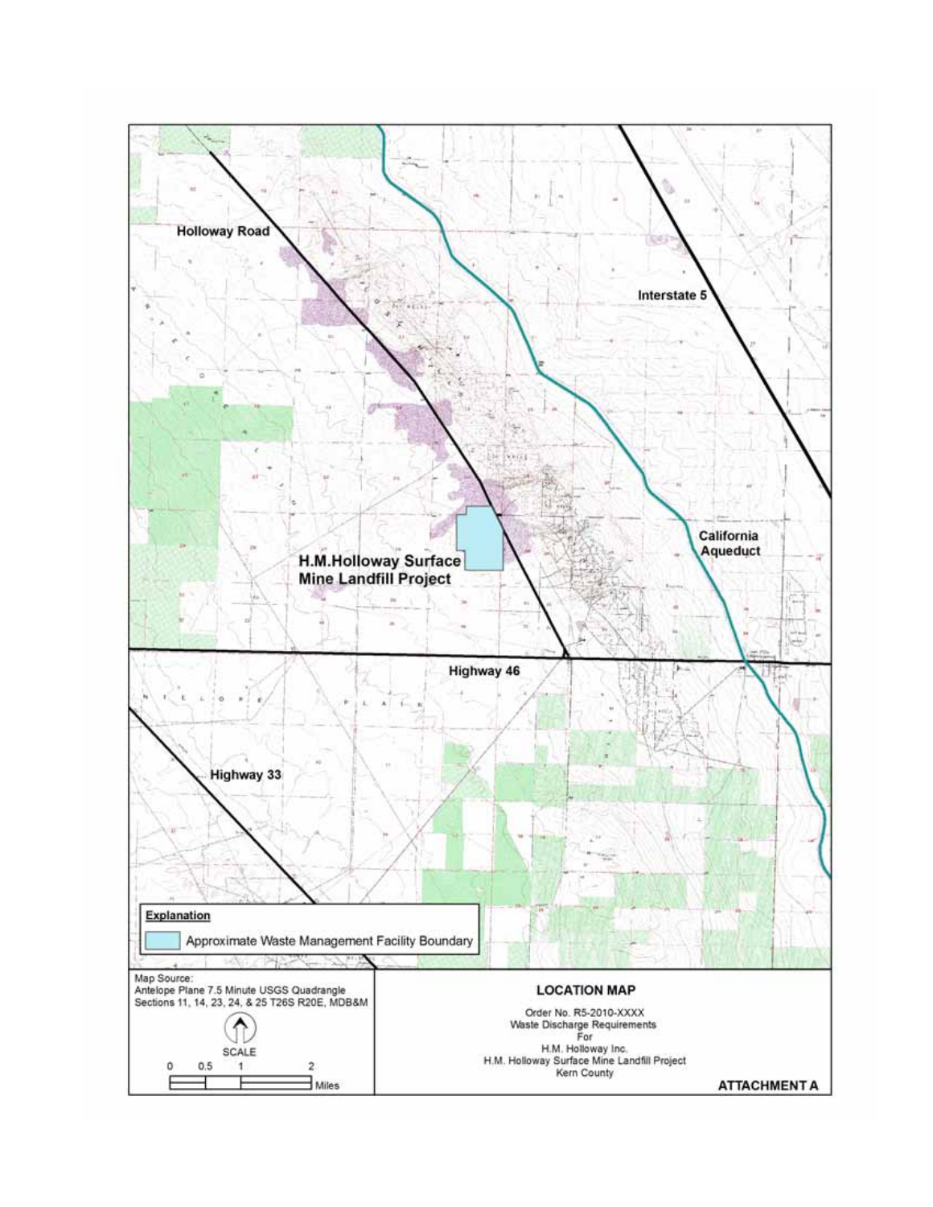Holloway Road

Interstate 5

California Aqueduct

H.M.Holloway Surface Mine Landfill Project

Highway 46

Highway 33

**Explanation**

Approximate Waste Management Facility Boundary

Map Source:
Antelope Plane 7.5 Minute USGS Quadrangle
Sections 11, 14, 23, 24, & 25 T26S R20E, MDB&M

SCALE

0 0.5 1 2 Miles

**LOCATION MAP**

Order No. R5-2010-XXXX
Waste Discharge Requirements
For
H.M. Holloway Inc.
H.M. Holloway Surface Mine Landfill Project
Kern County

**ATTACHMENT A**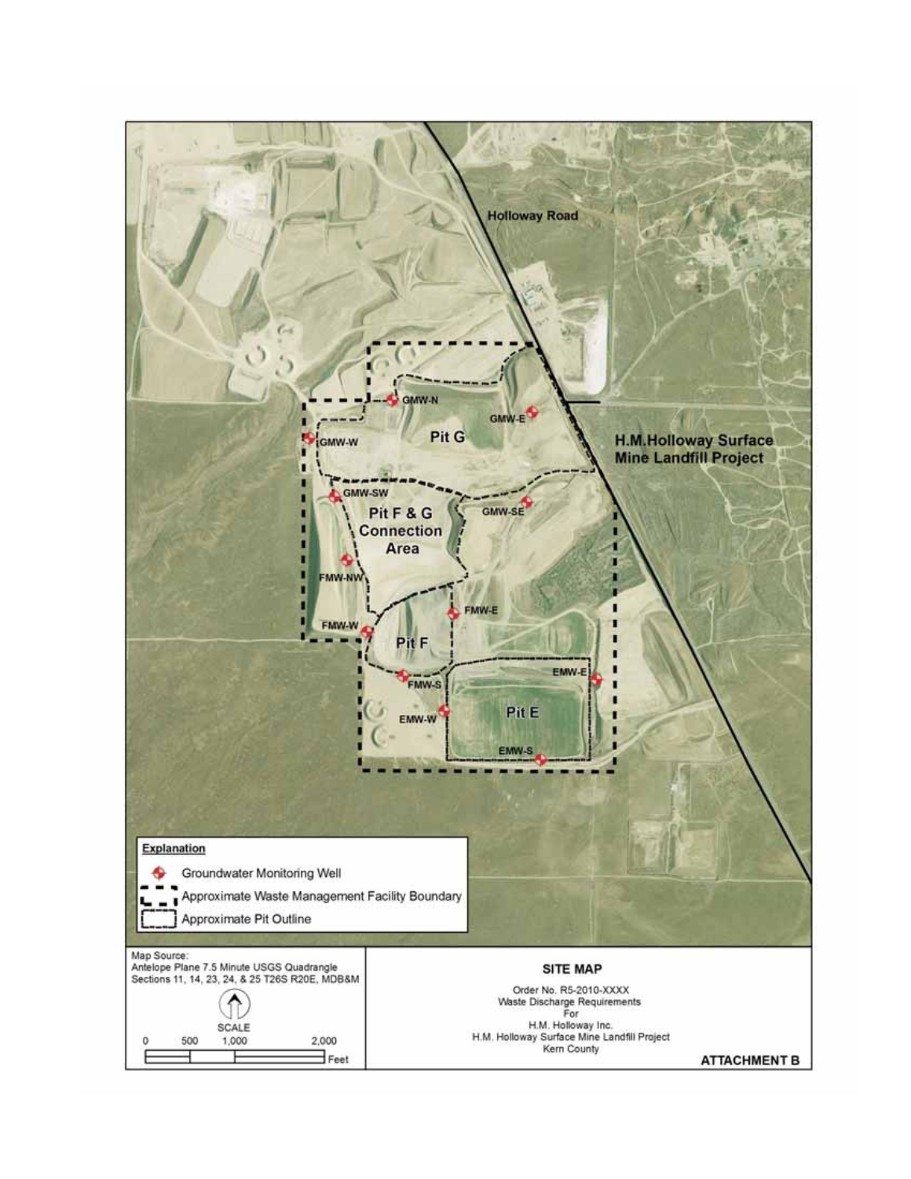Holloway Road

H.M.Holloway Surface Mine Landfill Project

GMW-N

GMW-E

GMW-W

Pit G

GMW-SW

Pit F & G Connection Area

GMW-SE

FMW-NW

FMW-E

FMW-W

Pit F

EMW-E

FMW-S

EMW-W

Pit E

EMW-S

**Explanation**

- Groundwater Monitoring Well
- Approximate Waste Management Facility Boundary
- Approximate Pit Outline

Map Source:
Antelope Plane 7.5 Minute USGS Quadrangle
Sections 11, 14, 23, 24, & 25 T26S R20E, MDB&M

SCALE

0 500 1,000 2,000 Feet

**SITE MAP**

Order No. R5-2010-XXXX
Waste Discharge Requirements
For
H.M. Holloway Inc.
H.M. Holloway Surface Mine Landfill Project
Kern County

**ATTACHMENT B**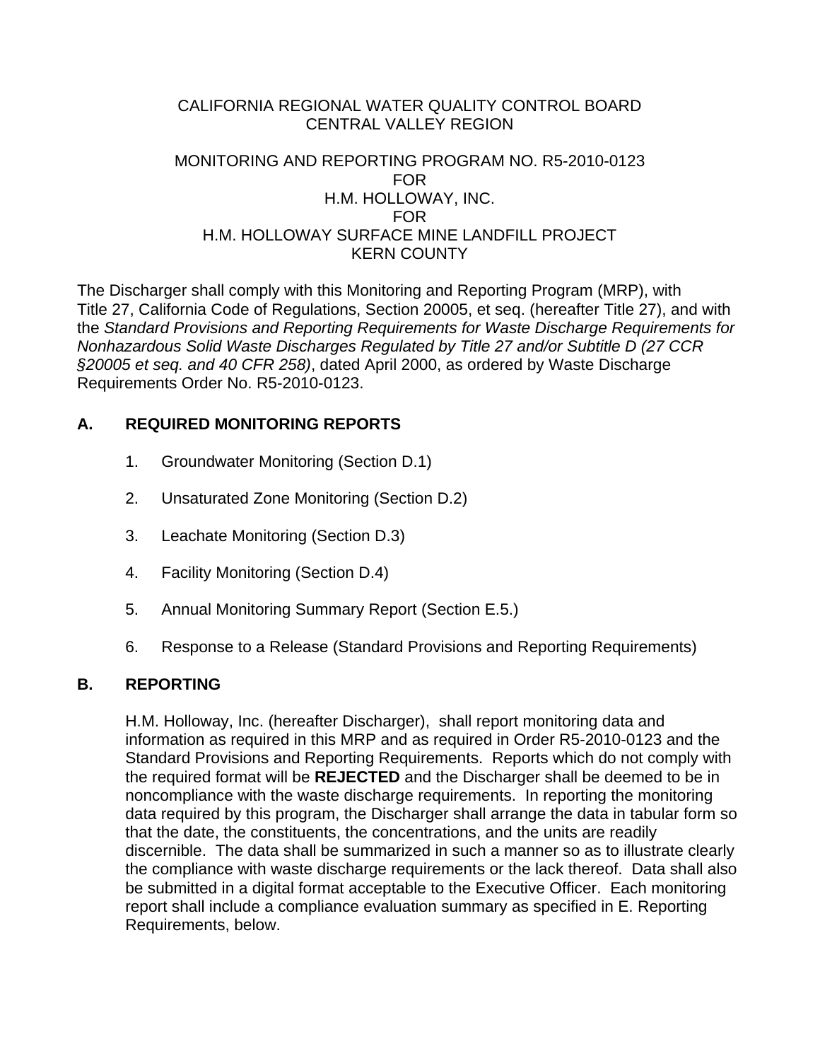CALIFORNIA REGIONAL WATER QUALITY CONTROL BOARD
CENTRAL VALLEY REGION

MONITORING AND REPORTING PROGRAM NO. R5-2010-0123
FOR
H.M. HOLLOWAY, INC.
FOR
H.M. HOLLOWAY SURFACE MINE LANDFILL PROJECT
KERN COUNTY

The Discharger shall comply with this Monitoring and Reporting Program (MRP), with Title 27, California Code of Regulations, Section 20005, et seq. (hereafter Title 27), and with the *Standard Provisions and Reporting Requirements for Waste Discharge Requirements for Nonhazardous Solid Waste Discharges Regulated by Title 27 and/or Subtitle D (27 CCR §20005 et seq. and 40 CFR 258)*, dated April 2000, as ordered by Waste Discharge Requirements Order No. R5-2010-0123.

## A. REQUIRED MONITORING REPORTS

1. Groundwater Monitoring (Section D.1)
2. Unsaturated Zone Monitoring (Section D.2)
3. Leachate Monitoring (Section D.3)
4. Facility Monitoring (Section D.4)
5. Annual Monitoring Summary Report (Section E.5.)
6. Response to a Release (Standard Provisions and Reporting Requirements)

## B. REPORTING

H.M. Holloway, Inc. (hereafter Discharger), shall report monitoring data and information as required in this MRP and as required in Order R5-2010-0123 and the Standard Provisions and Reporting Requirements. Reports which do not comply with the required format will be **REJECTED** and the Discharger shall be deemed to be in noncompliance with the waste discharge requirements. In reporting the monitoring data required by this program, the Discharger shall arrange the data in tabular form so that the date, the constituents, the concentrations, and the units are readily discernible. The data shall be summarized in such a manner so as to illustrate clearly the compliance with waste discharge requirements or the lack thereof. Data shall also be submitted in a digital format acceptable to the Executive Officer. Each monitoring report shall include a compliance evaluation summary as specified in E. Reporting Requirements, below.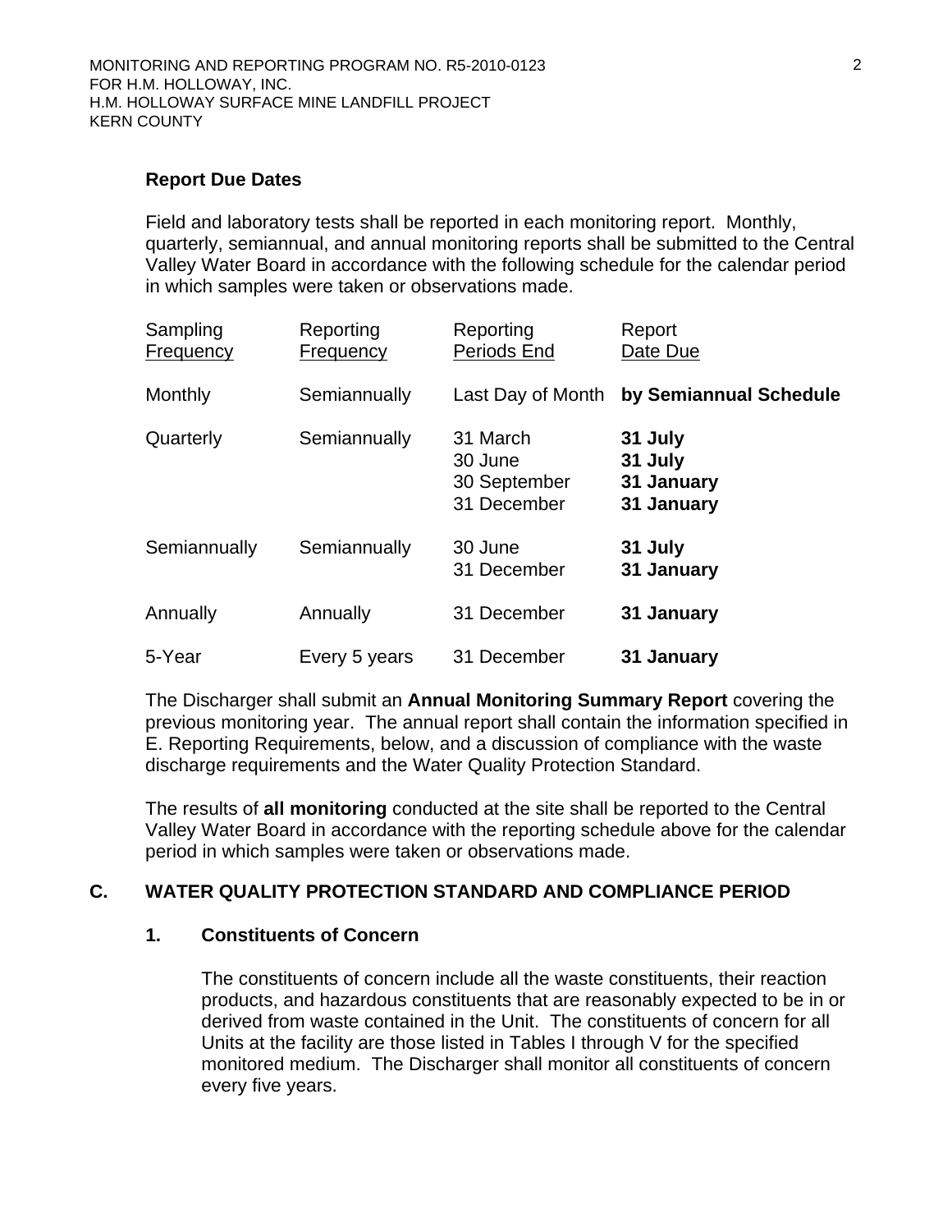**Report Due Dates**

Field and laboratory tests shall be reported in each monitoring report. Monthly, quarterly, semiannual, and annual monitoring reports shall be submitted to the Central Valley Water Board in accordance with the following schedule for the calendar period in which samples were taken or observations made.

| Sampling Frequency | Reporting Frequency | Reporting Periods End | Report Date Due |
|---|---|---|---|
| Monthly | Semiannually | Last Day of Month | **by Semiannual Schedule** |
| Quarterly | Semiannually | 31 March<br>30 June<br>30 September<br>31 December | **31 July**<br>**31 July**<br>**31 January**<br>**31 January** |
| Semiannually | Semiannually | 30 June<br>31 December | **31 July**<br>**31 January** |
| Annually | Annually | 31 December | **31 January** |
| 5-Year | Every 5 years | 31 December | **31 January** |

The Discharger shall submit an **Annual Monitoring Summary Report** covering the previous monitoring year. The annual report shall contain the information specified in E. Reporting Requirements, below, and a discussion of compliance with the waste discharge requirements and the Water Quality Protection Standard.

The results of **all monitoring** conducted at the site shall be reported to the Central Valley Water Board in accordance with the reporting schedule above for the calendar period in which samples were taken or observations made.

## C. WATER QUALITY PROTECTION STANDARD AND COMPLIANCE PERIOD

### 1. Constituents of Concern

The constituents of concern include all the waste constituents, their reaction products, and hazardous constituents that are reasonably expected to be in or derived from waste contained in the Unit. The constituents of concern for all Units at the facility are those listed in Tables I through V for the specified monitored medium. The Discharger shall monitor all constituents of concern every five years.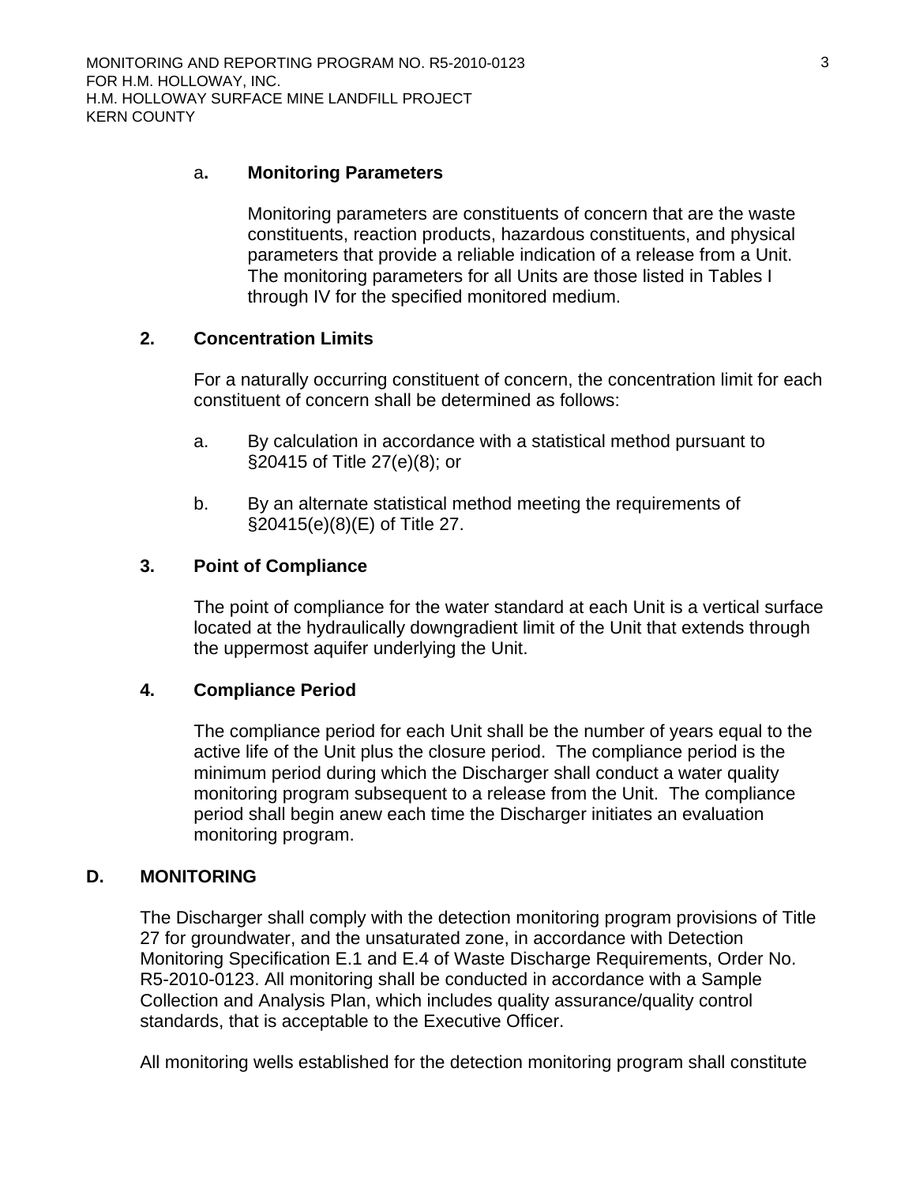a**. Monitoring Parameters**

Monitoring parameters are constituents of concern that are the waste constituents, reaction products, hazardous constituents, and physical parameters that provide a reliable indication of a release from a Unit. The monitoring parameters for all Units are those listed in Tables I through IV for the specified monitored medium.

**2. Concentration Limits**

For a naturally occurring constituent of concern, the concentration limit for each constituent of concern shall be determined as follows:

a. By calculation in accordance with a statistical method pursuant to §20415 of Title 27(e)(8); or

b. By an alternate statistical method meeting the requirements of §20415(e)(8)(E) of Title 27.

**3. Point of Compliance**

The point of compliance for the water standard at each Unit is a vertical surface located at the hydraulically downgradient limit of the Unit that extends through the uppermost aquifer underlying the Unit.

**4. Compliance Period**

The compliance period for each Unit shall be the number of years equal to the active life of the Unit plus the closure period. The compliance period is the minimum period during which the Discharger shall conduct a water quality monitoring program subsequent to a release from the Unit. The compliance period shall begin anew each time the Discharger initiates an evaluation monitoring program.

## D. MONITORING

The Discharger shall comply with the detection monitoring program provisions of Title 27 for groundwater, and the unsaturated zone, in accordance with Detection Monitoring Specification E.1 and E.4 of Waste Discharge Requirements, Order No. R5-2010-0123. All monitoring shall be conducted in accordance with a Sample Collection and Analysis Plan, which includes quality assurance/quality control standards, that is acceptable to the Executive Officer.

All monitoring wells established for the detection monitoring program shall constitute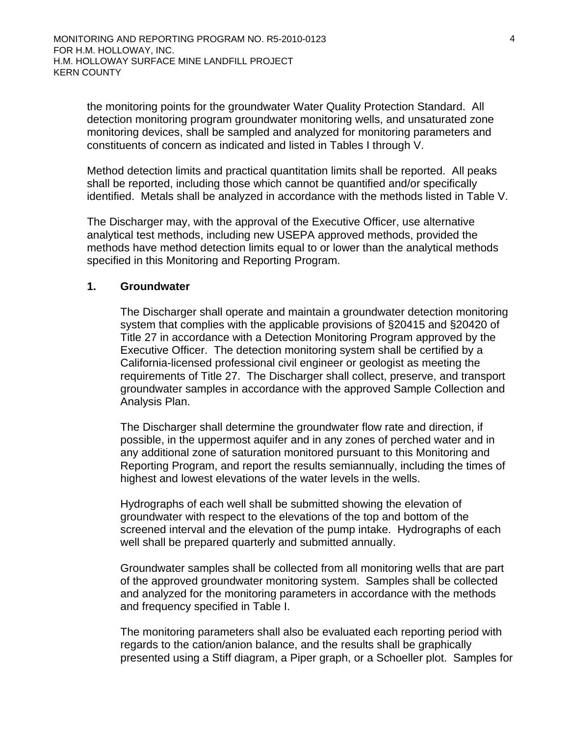the monitoring points for the groundwater Water Quality Protection Standard. All detection monitoring program groundwater monitoring wells, and unsaturated zone monitoring devices, shall be sampled and analyzed for monitoring parameters and constituents of concern as indicated and listed in Tables I through V.

Method detection limits and practical quantitation limits shall be reported. All peaks shall be reported, including those which cannot be quantified and/or specifically identified. Metals shall be analyzed in accordance with the methods listed in Table V.

The Discharger may, with the approval of the Executive Officer, use alternative analytical test methods, including new USEPA approved methods, provided the methods have method detection limits equal to or lower than the analytical methods specified in this Monitoring and Reporting Program.

### 1. Groundwater

The Discharger shall operate and maintain a groundwater detection monitoring system that complies with the applicable provisions of §20415 and §20420 of Title 27 in accordance with a Detection Monitoring Program approved by the Executive Officer. The detection monitoring system shall be certified by a California-licensed professional civil engineer or geologist as meeting the requirements of Title 27. The Discharger shall collect, preserve, and transport groundwater samples in accordance with the approved Sample Collection and Analysis Plan.

The Discharger shall determine the groundwater flow rate and direction, if possible, in the uppermost aquifer and in any zones of perched water and in any additional zone of saturation monitored pursuant to this Monitoring and Reporting Program, and report the results semiannually, including the times of highest and lowest elevations of the water levels in the wells.

Hydrographs of each well shall be submitted showing the elevation of groundwater with respect to the elevations of the top and bottom of the screened interval and the elevation of the pump intake. Hydrographs of each well shall be prepared quarterly and submitted annually.

Groundwater samples shall be collected from all monitoring wells that are part of the approved groundwater monitoring system. Samples shall be collected and analyzed for the monitoring parameters in accordance with the methods and frequency specified in Table I.

The monitoring parameters shall also be evaluated each reporting period with regards to the cation/anion balance, and the results shall be graphically presented using a Stiff diagram, a Piper graph, or a Schoeller plot. Samples for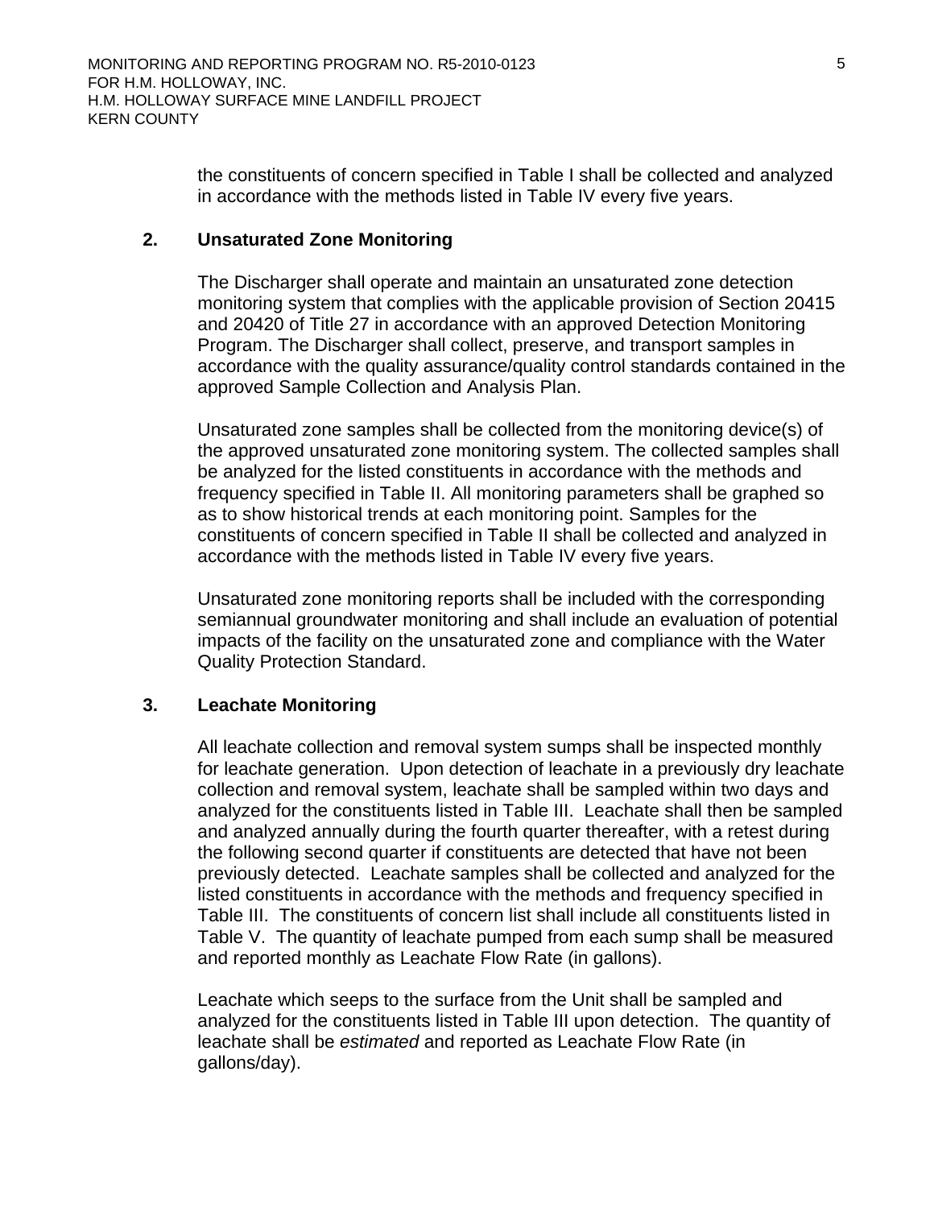the constituents of concern specified in Table I shall be collected and analyzed in accordance with the methods listed in Table IV every five years.

### 2. Unsaturated Zone Monitoring

The Discharger shall operate and maintain an unsaturated zone detection monitoring system that complies with the applicable provision of Section 20415 and 20420 of Title 27 in accordance with an approved Detection Monitoring Program. The Discharger shall collect, preserve, and transport samples in accordance with the quality assurance/quality control standards contained in the approved Sample Collection and Analysis Plan.

Unsaturated zone samples shall be collected from the monitoring device(s) of the approved unsaturated zone monitoring system. The collected samples shall be analyzed for the listed constituents in accordance with the methods and frequency specified in Table II. All monitoring parameters shall be graphed so as to show historical trends at each monitoring point. Samples for the constituents of concern specified in Table II shall be collected and analyzed in accordance with the methods listed in Table IV every five years.

Unsaturated zone monitoring reports shall be included with the corresponding semiannual groundwater monitoring and shall include an evaluation of potential impacts of the facility on the unsaturated zone and compliance with the Water Quality Protection Standard.

### 3. Leachate Monitoring

All leachate collection and removal system sumps shall be inspected monthly for leachate generation. Upon detection of leachate in a previously dry leachate collection and removal system, leachate shall be sampled within two days and analyzed for the constituents listed in Table III. Leachate shall then be sampled and analyzed annually during the fourth quarter thereafter, with a retest during the following second quarter if constituents are detected that have not been previously detected. Leachate samples shall be collected and analyzed for the listed constituents in accordance with the methods and frequency specified in Table III. The constituents of concern list shall include all constituents listed in Table V. The quantity of leachate pumped from each sump shall be measured and reported monthly as Leachate Flow Rate (in gallons).

Leachate which seeps to the surface from the Unit shall be sampled and analyzed for the constituents listed in Table III upon detection. The quantity of leachate shall be *estimated* and reported as Leachate Flow Rate (in gallons/day).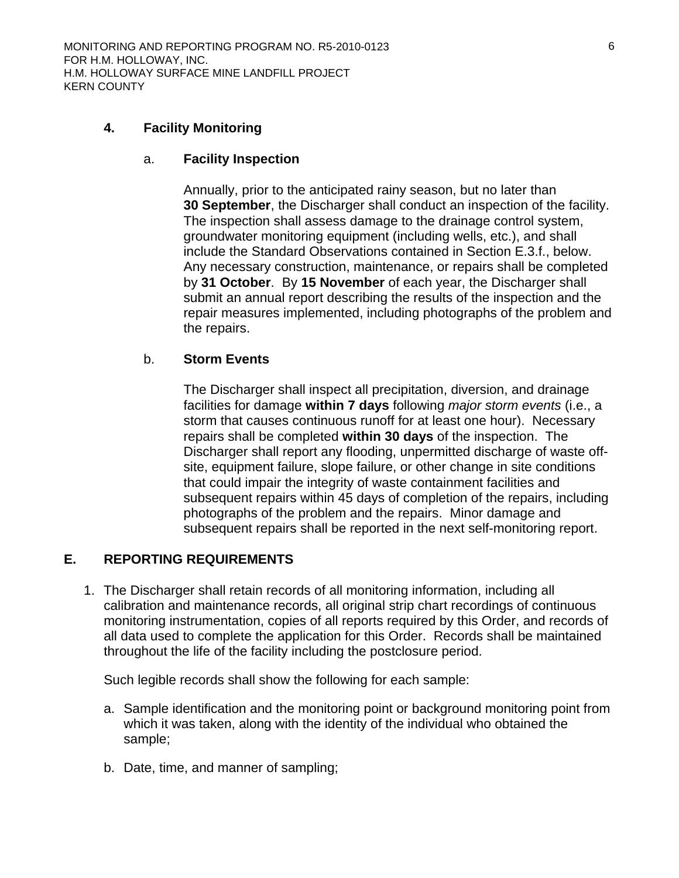### 4. Facility Monitoring

#### a. Facility Inspection

Annually, prior to the anticipated rainy season, but no later than **30 September**, the Discharger shall conduct an inspection of the facility. The inspection shall assess damage to the drainage control system, groundwater monitoring equipment (including wells, etc.), and shall include the Standard Observations contained in Section E.3.f., below. Any necessary construction, maintenance, or repairs shall be completed by **31 October**. By **15 November** of each year, the Discharger shall submit an annual report describing the results of the inspection and the repair measures implemented, including photographs of the problem and the repairs.

#### b. Storm Events

The Discharger shall inspect all precipitation, diversion, and drainage facilities for damage **within 7 days** following *major storm events* (i.e., a storm that causes continuous runoff for at least one hour). Necessary repairs shall be completed **within 30 days** of the inspection. The Discharger shall report any flooding, unpermitted discharge of waste off-site, equipment failure, slope failure, or other change in site conditions that could impair the integrity of waste containment facilities and subsequent repairs within 45 days of completion of the repairs, including photographs of the problem and the repairs. Minor damage and subsequent repairs shall be reported in the next self-monitoring report.

## E. REPORTING REQUIREMENTS

1. The Discharger shall retain records of all monitoring information, including all calibration and maintenance records, all original strip chart recordings of continuous monitoring instrumentation, copies of all reports required by this Order, and records of all data used to complete the application for this Order. Records shall be maintained throughout the life of the facility including the postclosure period.

   Such legible records shall show the following for each sample:

   a. Sample identification and the monitoring point or background monitoring point from which it was taken, along with the identity of the individual who obtained the sample;

   b. Date, time, and manner of sampling;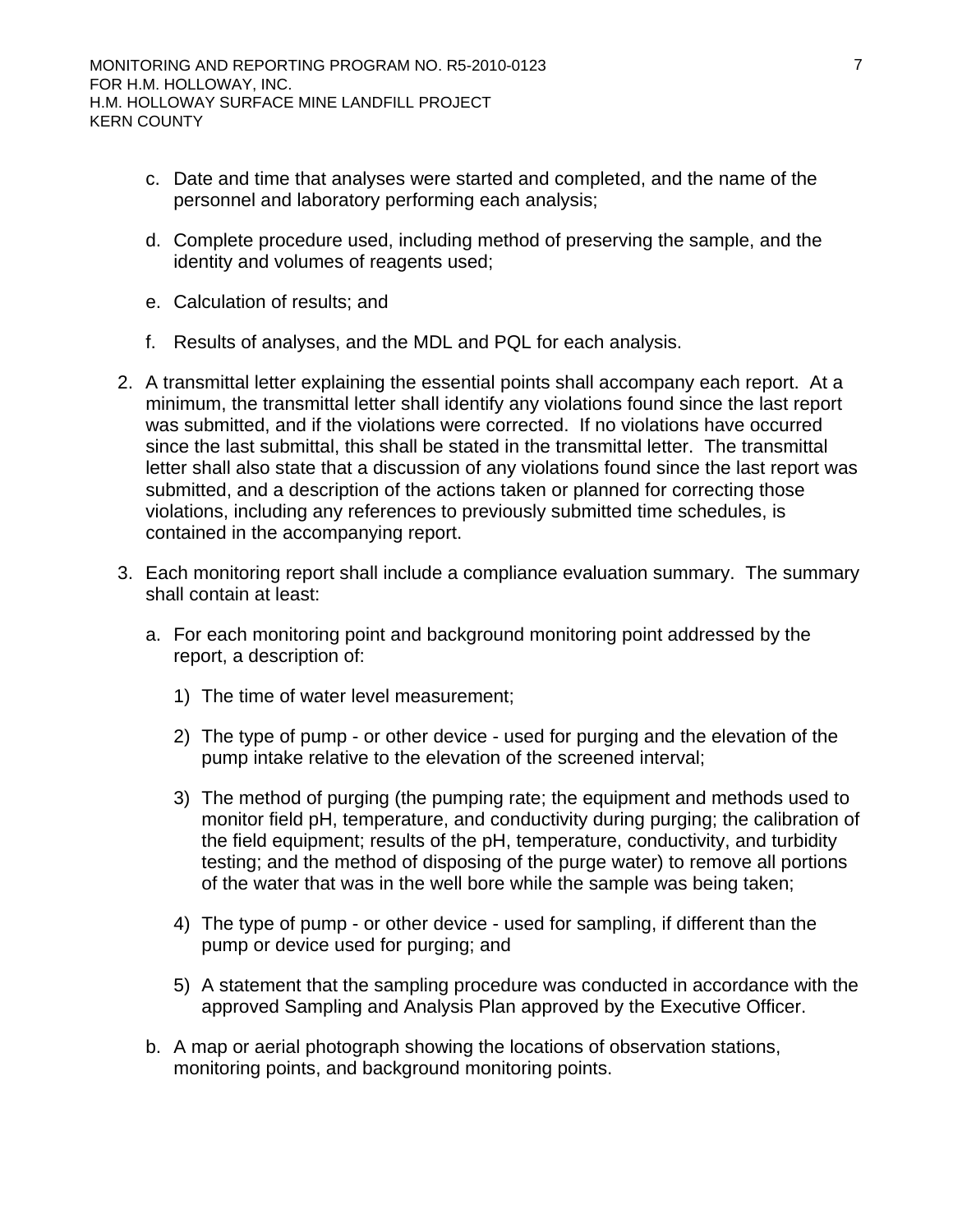c. Date and time that analyses were started and completed, and the name of the personnel and laboratory performing each analysis;

d. Complete procedure used, including method of preserving the sample, and the identity and volumes of reagents used;

e. Calculation of results; and

f. Results of analyses, and the MDL and PQL for each analysis.

2. A transmittal letter explaining the essential points shall accompany each report. At a minimum, the transmittal letter shall identify any violations found since the last report was submitted, and if the violations were corrected. If no violations have occurred since the last submittal, this shall be stated in the transmittal letter. The transmittal letter shall also state that a discussion of any violations found since the last report was submitted, and a description of the actions taken or planned for correcting those violations, including any references to previously submitted time schedules, is contained in the accompanying report.

3. Each monitoring report shall include a compliance evaluation summary. The summary shall contain at least:

   a. For each monitoring point and background monitoring point addressed by the report, a description of:

      1) The time of water level measurement;

      2) The type of pump - or other device - used for purging and the elevation of the pump intake relative to the elevation of the screened interval;

      3) The method of purging (the pumping rate; the equipment and methods used to monitor field pH, temperature, and conductivity during purging; the calibration of the field equipment; results of the pH, temperature, conductivity, and turbidity testing; and the method of disposing of the purge water) to remove all portions of the water that was in the well bore while the sample was being taken;

      4) The type of pump - or other device - used for sampling, if different than the pump or device used for purging; and

      5) A statement that the sampling procedure was conducted in accordance with the approved Sampling and Analysis Plan approved by the Executive Officer.

   b. A map or aerial photograph showing the locations of observation stations, monitoring points, and background monitoring points.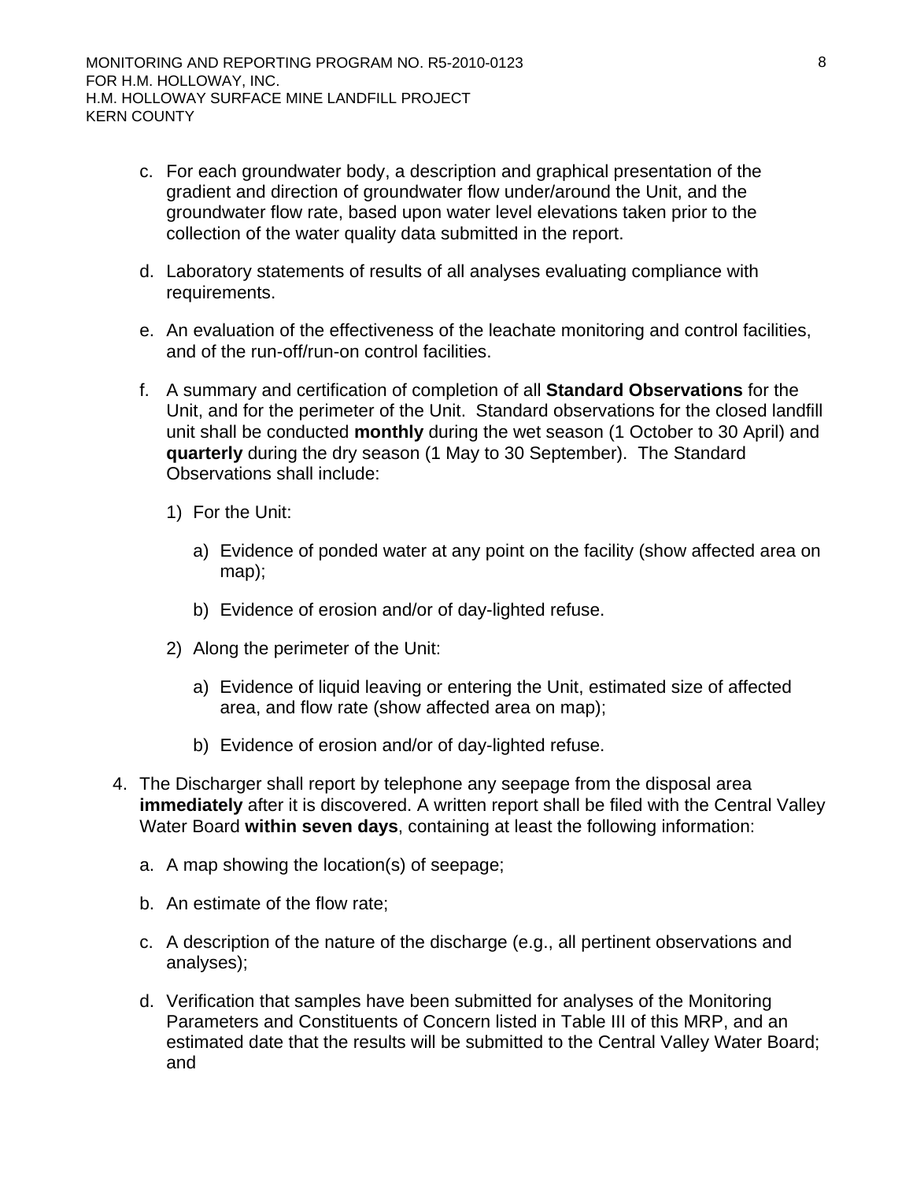c. For each groundwater body, a description and graphical presentation of the gradient and direction of groundwater flow under/around the Unit, and the groundwater flow rate, based upon water level elevations taken prior to the collection of the water quality data submitted in the report.

d. Laboratory statements of results of all analyses evaluating compliance with requirements.

e. An evaluation of the effectiveness of the leachate monitoring and control facilities, and of the run-off/run-on control facilities.

f. A summary and certification of completion of all **Standard Observations** for the Unit, and for the perimeter of the Unit. Standard observations for the closed landfill unit shall be conducted **monthly** during the wet season (1 October to 30 April) and **quarterly** during the dry season (1 May to 30 September). The Standard Observations shall include:

   1) For the Unit:

      a) Evidence of ponded water at any point on the facility (show affected area on map);

      b) Evidence of erosion and/or of day-lighted refuse.

   2) Along the perimeter of the Unit:

      a) Evidence of liquid leaving or entering the Unit, estimated size of affected area, and flow rate (show affected area on map);

      b) Evidence of erosion and/or of day-lighted refuse.

4. The Discharger shall report by telephone any seepage from the disposal area **immediately** after it is discovered. A written report shall be filed with the Central Valley Water Board **within seven days**, containing at least the following information:

   a. A map showing the location(s) of seepage;

   b. An estimate of the flow rate;

   c. A description of the nature of the discharge (e.g., all pertinent observations and analyses);

   d. Verification that samples have been submitted for analyses of the Monitoring Parameters and Constituents of Concern listed in Table III of this MRP, and an estimated date that the results will be submitted to the Central Valley Water Board; and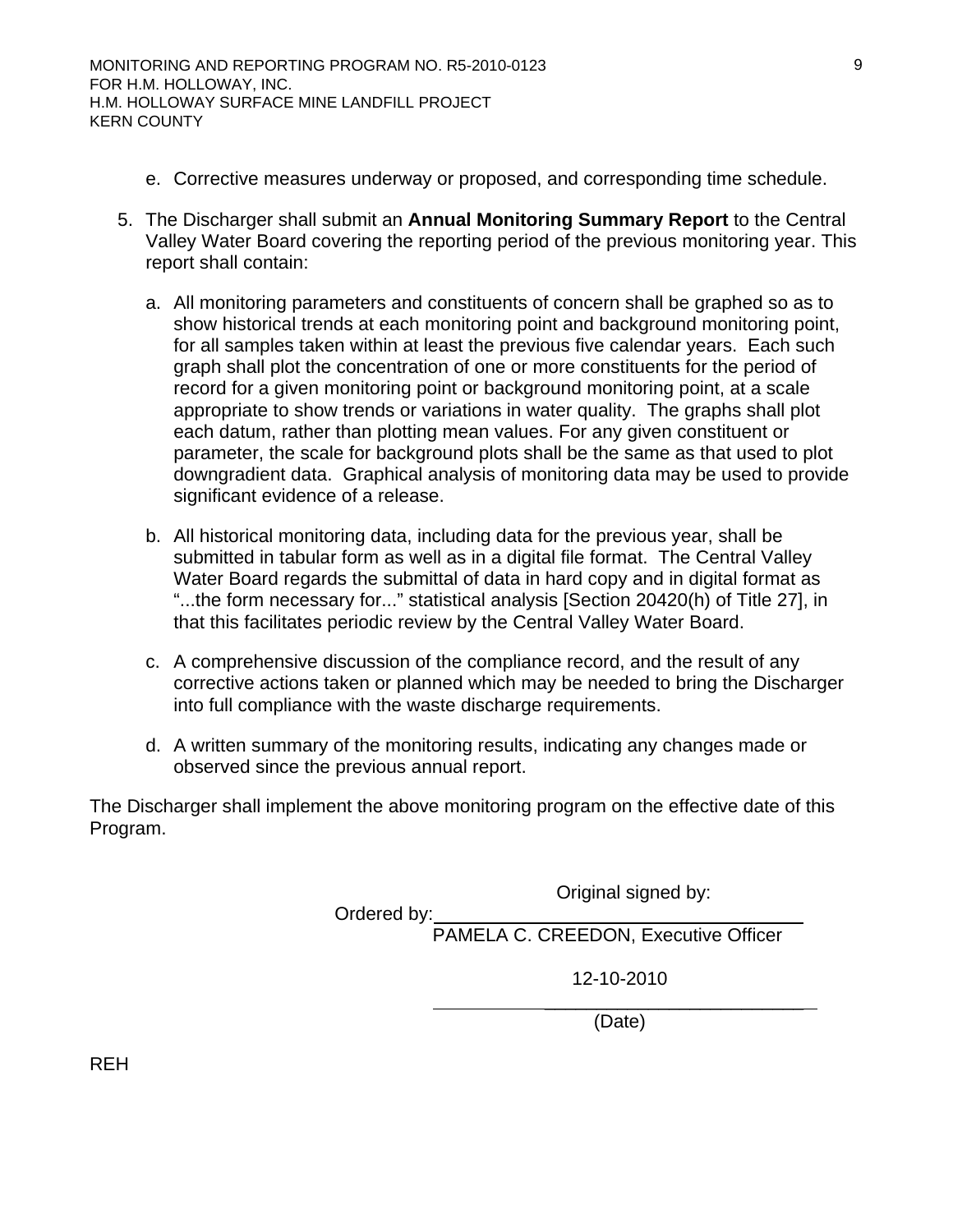e. Corrective measures underway or proposed, and corresponding time schedule.

5. The Discharger shall submit an **Annual Monitoring Summary Report** to the Central Valley Water Board covering the reporting period of the previous monitoring year. This report shall contain:

   a. All monitoring parameters and constituents of concern shall be graphed so as to show historical trends at each monitoring point and background monitoring point, for all samples taken within at least the previous five calendar years. Each such graph shall plot the concentration of one or more constituents for the period of record for a given monitoring point or background monitoring point, at a scale appropriate to show trends or variations in water quality. The graphs shall plot each datum, rather than plotting mean values. For any given constituent or parameter, the scale for background plots shall be the same as that used to plot downgradient data. Graphical analysis of monitoring data may be used to provide significant evidence of a release.

   b. All historical monitoring data, including data for the previous year, shall be submitted in tabular form as well as in a digital file format. The Central Valley Water Board regards the submittal of data in hard copy and in digital format as "...the form necessary for..." statistical analysis [Section 20420(h) of Title 27], in that this facilitates periodic review by the Central Valley Water Board.

   c. A comprehensive discussion of the compliance record, and the result of any corrective actions taken or planned which may be needed to bring the Discharger into full compliance with the waste discharge requirements.

   d. A written summary of the monitoring results, indicating any changes made or observed since the previous annual report.

The Discharger shall implement the above monitoring program on the effective date of this Program.

Original signed by:

Ordered by: ______________________________
PAMELA C. CREEDON, Executive Officer

12-10-2010
______________________________
(Date)

REH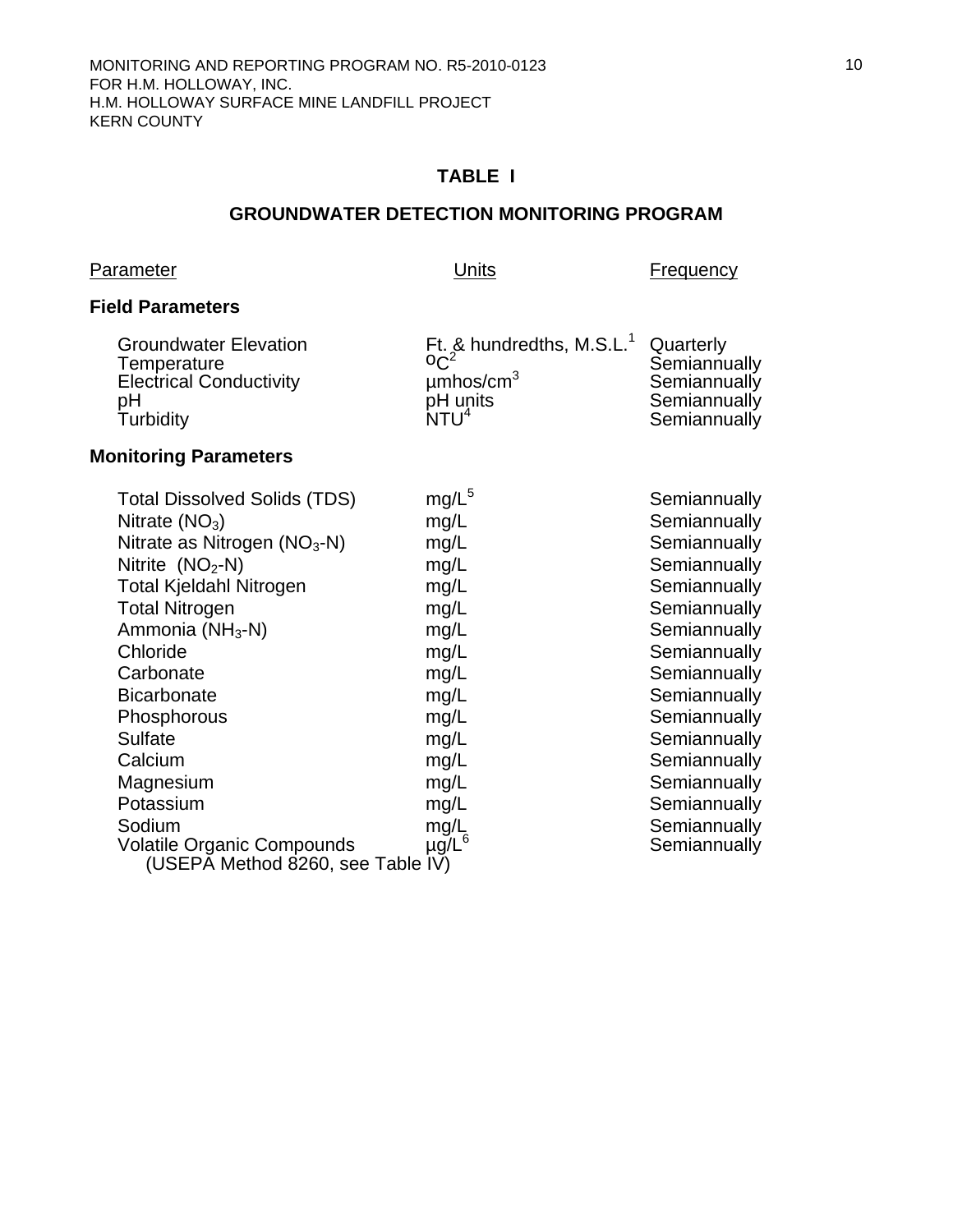## TABLE I

## GROUNDWATER DETECTION MONITORING PROGRAM

| Parameter | Units | Frequency |
|---|---|---|
| **Field Parameters** | | |
| Groundwater Elevation | Ft. & hundredths, M.S.L.[1] | Quarterly |
| Temperature | $^{o}C$[2] | Semiannually |
| Electrical Conductivity | µmhos/cm[3] | Semiannually |
| pH | pH units | Semiannually |
| Turbidity | NTU[4] | Semiannually |
| **Monitoring Parameters** | | |
| Total Dissolved Solids (TDS) | mg/L[5] | Semiannually |
| Nitrate ($NO_3$) | mg/L | Semiannually |
| Nitrate as Nitrogen ($NO_3$-N) | mg/L | Semiannually |
| Nitrite ($NO_2$-N) | mg/L | Semiannually |
| Total Kjeldahl Nitrogen | mg/L | Semiannually |
| Total Nitrogen | mg/L | Semiannually |
| Ammonia ($NH_3$-N) | mg/L | Semiannually |
| Chloride | mg/L | Semiannually |
| Carbonate | mg/L | Semiannually |
| Bicarbonate | mg/L | Semiannually |
| Phosphorous | mg/L | Semiannually |
| Sulfate | mg/L | Semiannually |
| Calcium | mg/L | Semiannually |
| Magnesium | mg/L | Semiannually |
| Potassium | mg/L | Semiannually |
| Sodium | mg/L | Semiannually |
| Volatile Organic Compounds (USEPA Method 8260, see Table IV) | µg/L[6] | Semiannually |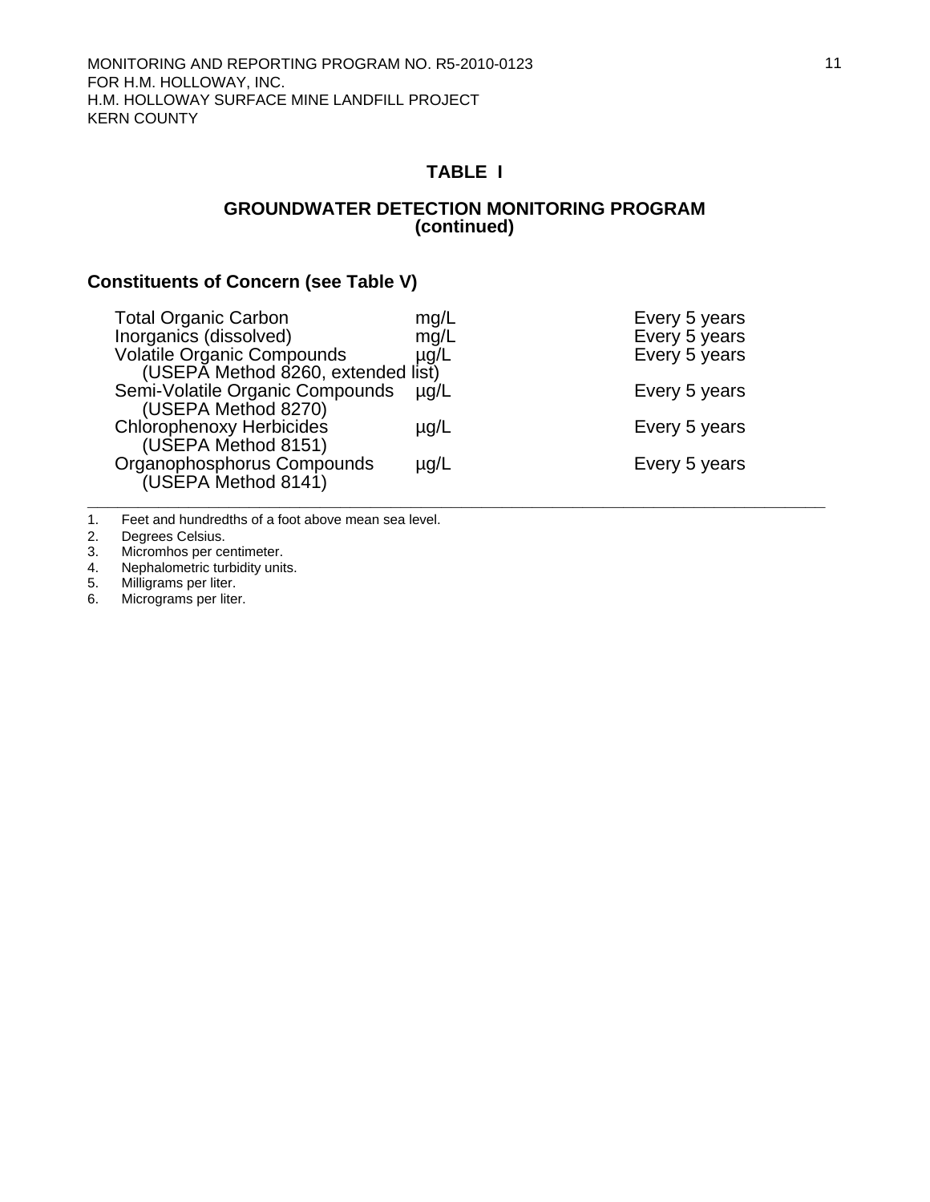## TABLE I

### GROUNDWATER DETECTION MONITORING PROGRAM (continued)

**Constituents of Concern (see Table V)**

| | | |
|---|---|---|
| Total Organic Carbon | mg/L | Every 5 years |
| Inorganics (dissolved) | mg/L | Every 5 years |
| Volatile Organic Compounds (USEPA Method 8260, extended list) | µg/L | Every 5 years |
| Semi-Volatile Organic Compounds (USEPA Method 8270) | µg/L | Every 5 years |
| Chlorophenoxy Herbicides (USEPA Method 8151) | µg/L | Every 5 years |
| Organophosphorus Compounds (USEPA Method 8141) | µg/L | Every 5 years |

---

1. Feet and hundredths of a foot above mean sea level.
2. Degrees Celsius.
3. Micromhos per centimeter.
4. Nephalometric turbidity units.
5. Milligrams per liter.
6. Micrograms per liter.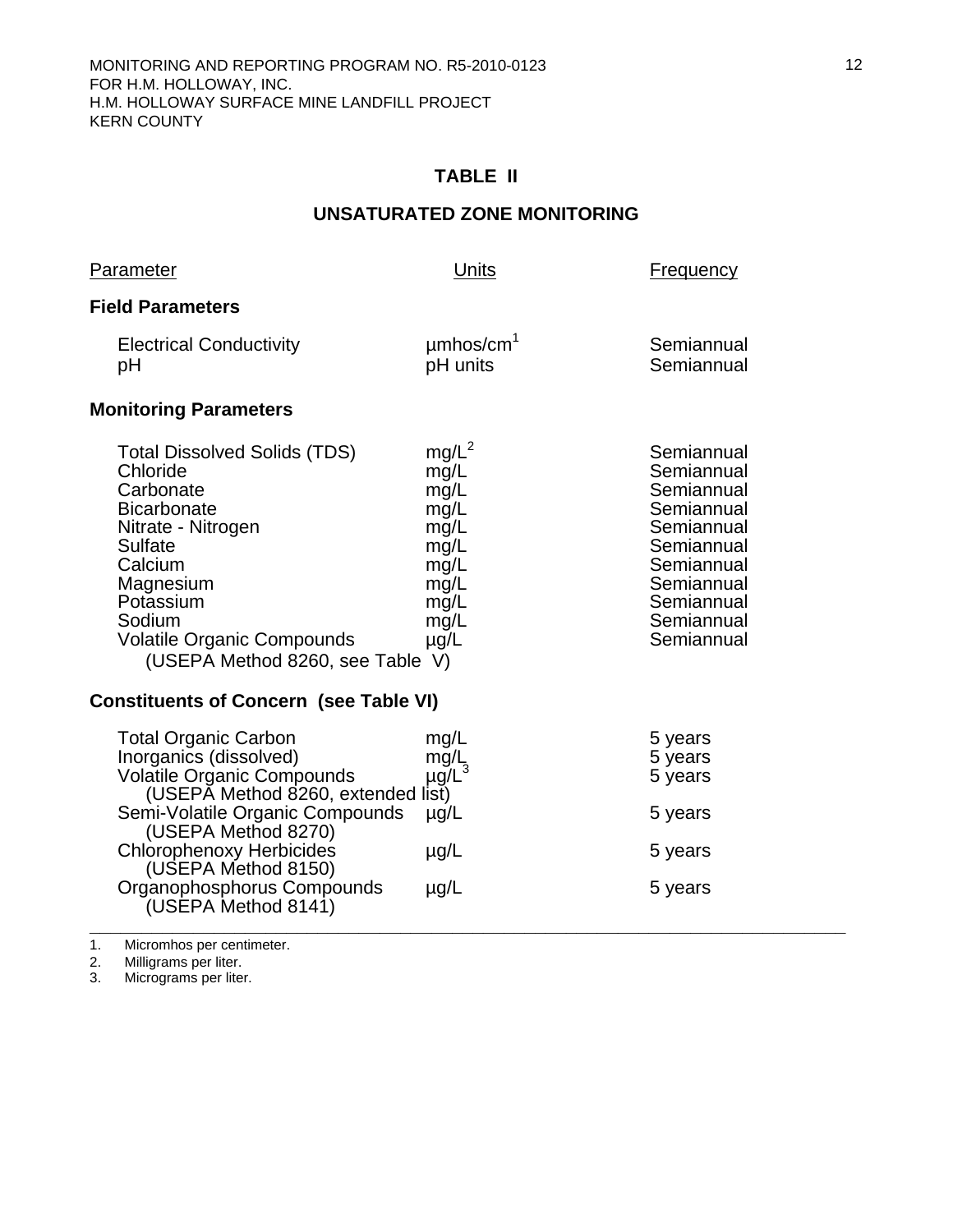## TABLE II

## UNSATURATED ZONE MONITORING

| Parameter | Units | Frequency |
|---|---|---|
| **Field Parameters** | | |
| Electrical Conductivity | µmhos/cm[1] | Semiannual |
| pH | pH units | Semiannual |
| **Monitoring Parameters** | | |
| Total Dissolved Solids (TDS) | mg/L[2] | Semiannual |
| Chloride | mg/L | Semiannual |
| Carbonate | mg/L | Semiannual |
| Bicarbonate | mg/L | Semiannual |
| Nitrate - Nitrogen | mg/L | Semiannual |
| Sulfate | mg/L | Semiannual |
| Calcium | mg/L | Semiannual |
| Magnesium | mg/L | Semiannual |
| Potassium | mg/L | Semiannual |
| Sodium | mg/L | Semiannual |
| Volatile Organic Compounds (USEPA Method 8260, see Table V) | µg/L | Semiannual |
| **Constituents of Concern (see Table VI)** | | |
| Total Organic Carbon | mg/L | 5 years |
| Inorganics (dissolved) | mg/L | 5 years |
| Volatile Organic Compounds (USEPA Method 8260, extended list) | µg/L[3] | 5 years |
| Semi-Volatile Organic Compounds (USEPA Method 8270) | µg/L | 5 years |
| Chlorophenoxy Herbicides (USEPA Method 8150) | µg/L | 5 years |
| Organophosphorus Compounds (USEPA Method 8141) | µg/L | 5 years |

1. Micromhos per centimeter.
2. Milligrams per liter.
3. Micrograms per liter.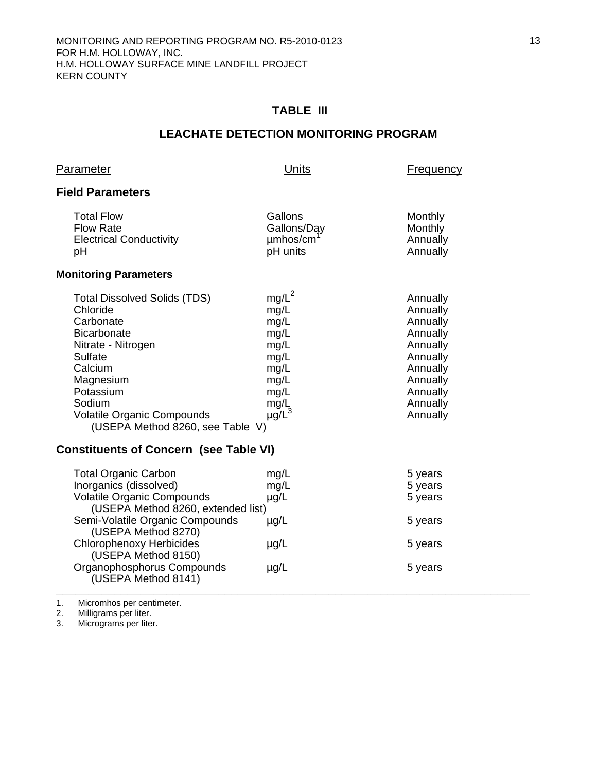## TABLE III

## LEACHATE DETECTION MONITORING PROGRAM

| Parameter | Units | Frequency |
|---|---|---|
| **Field Parameters** | | |
| Total Flow | Gallons | Monthly |
| Flow Rate | Gallons/Day | Monthly |
| Electrical Conductivity | µmhos/cm[1] | Annually |
| pH | pH units | Annually |
| **Monitoring Parameters** | | |
| Total Dissolved Solids (TDS) | mg/L[2] | Annually |
| Chloride | mg/L | Annually |
| Carbonate | mg/L | Annually |
| Bicarbonate | mg/L | Annually |
| Nitrate - Nitrogen | mg/L | Annually |
| Sulfate | mg/L | Annually |
| Calcium | mg/L | Annually |
| Magnesium | mg/L | Annually |
| Potassium | mg/L | Annually |
| Sodium | mg/L | Annually |
| Volatile Organic Compounds (USEPA Method 8260, see Table V) | µg/L[3] | Annually |
| **Constituents of Concern (see Table VI)** | | |
| Total Organic Carbon | mg/L | 5 years |
| Inorganics (dissolved) | mg/L | 5 years |
| Volatile Organic Compounds (USEPA Method 8260, extended list) | µg/L | 5 years |
| Semi-Volatile Organic Compounds (USEPA Method 8270) | µg/L | 5 years |
| Chlorophenoxy Herbicides (USEPA Method 8150) | µg/L | 5 years |
| Organophosphorus Compounds (USEPA Method 8141) | µg/L | 5 years |

1. Micromhos per centimeter.
2. Milligrams per liter.
3. Micrograms per liter.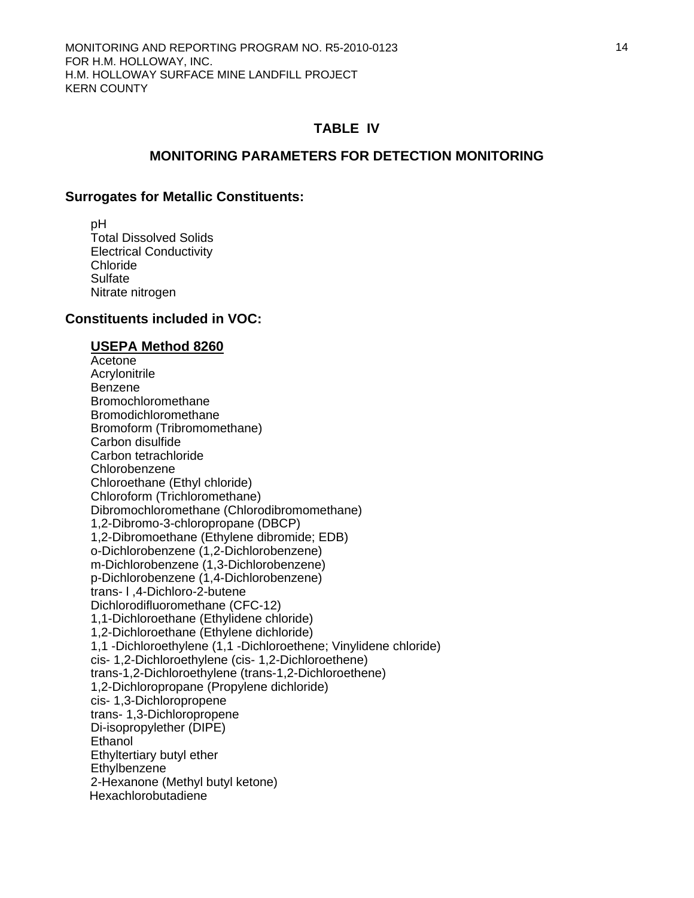## TABLE IV

## MONITORING PARAMETERS FOR DETECTION MONITORING

### Surrogates for Metallic Constituents:

pH
Total Dissolved Solids
Electrical Conductivity
Chloride
Sulfate
Nitrate nitrogen

### Constituents included in VOC:

**USEPA Method 8260**

Acetone
Acrylonitrile
Benzene
Bromochloromethane
Bromodichloromethane
Bromoform (Tribromomethane)
Carbon disulfide
Carbon tetrachloride
Chlorobenzene
Chloroethane (Ethyl chloride)
Chloroform (Trichloromethane)
Dibromochloromethane (Chlorodibromomethane)
1,2-Dibromo-3-chloropropane (DBCP)
1,2-Dibromoethane (Ethylene dibromide; EDB)
o-Dichlorobenzene (1,2-Dichlorobenzene)
m-Dichlorobenzene (1,3-Dichlorobenzene)
p-Dichlorobenzene (1,4-Dichlorobenzene)
trans- l ,4-Dichloro-2-butene
Dichlorodifluoromethane (CFC-12)
1,1-Dichloroethane (Ethylidene chloride)
1,2-Dichloroethane (Ethylene dichloride)
1,1 -Dichloroethylene (1,1 -Dichloroethene; Vinylidene chloride)
cis- 1,2-Dichloroethylene (cis- 1,2-Dichloroethene)
trans-1,2-Dichloroethylene (trans-1,2-Dichloroethene)
1,2-Dichloropropane (Propylene dichloride)
cis- 1,3-Dichloropropene
trans- 1,3-Dichloropropene
Di-isopropylether (DIPE)
Ethanol
Ethyltertiary butyl ether
Ethylbenzene
2-Hexanone (Methyl butyl ketone)
Hexachlorobutadiene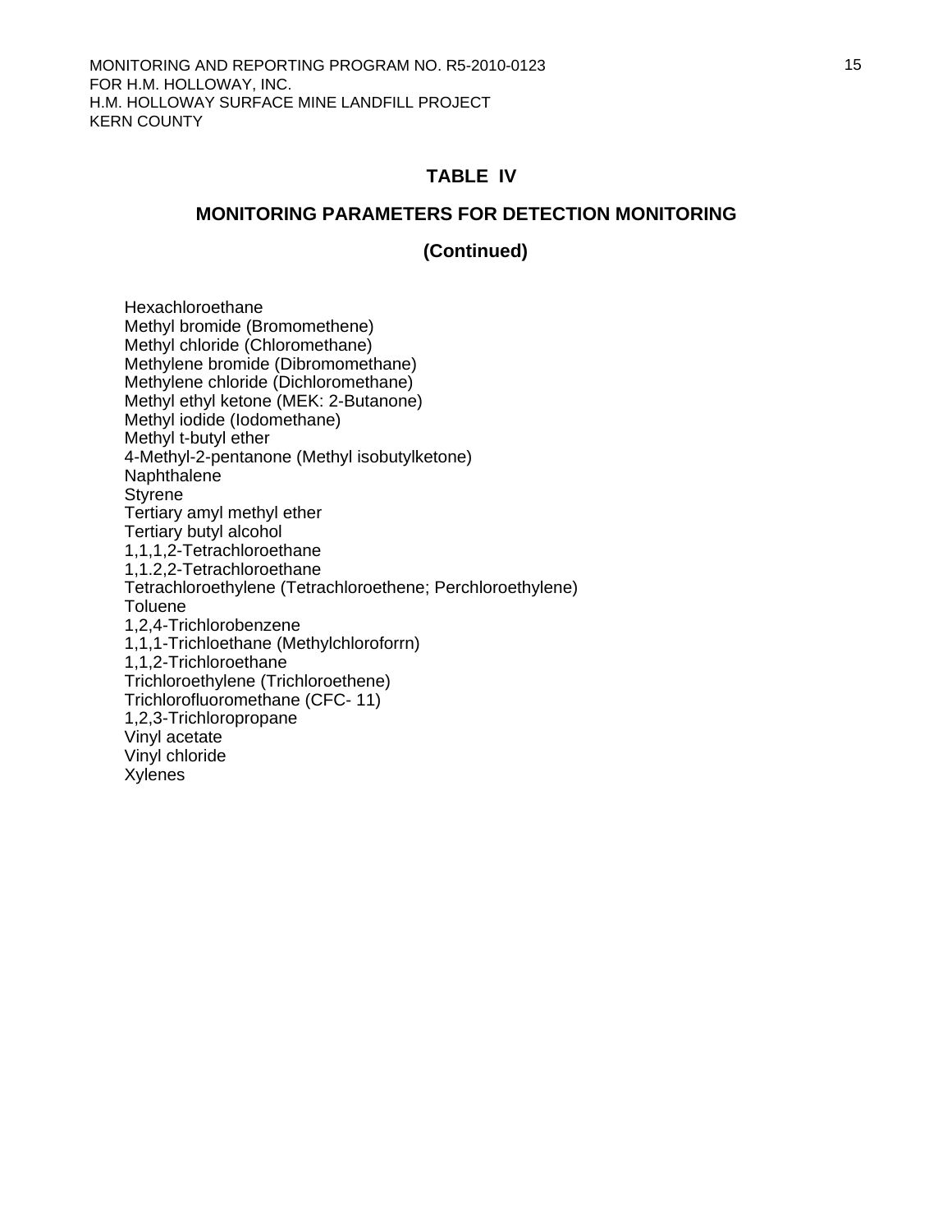## TABLE IV

## MONITORING PARAMETERS FOR DETECTION MONITORING

## (Continued)

Hexachloroethane
Methyl bromide (Bromomethene)
Methyl chloride (Chloromethane)
Methylene bromide (Dibromomethane)
Methylene chloride (Dichloromethane)
Methyl ethyl ketone (MEK: 2-Butanone)
Methyl iodide (Iodomethane)
Methyl t-butyl ether
4-Methyl-2-pentanone (Methyl isobutylketone)
Naphthalene
Styrene
Tertiary amyl methyl ether
Tertiary butyl alcohol
1,1,1,2-Tetrachloroethane
1,1.2,2-Tetrachloroethane
Tetrachloroethylene (Tetrachloroethene; Perchloroethylene)
Toluene
1,2,4-Trichlorobenzene
1,1,1-Trichloethane (Methylchloroforrn)
1,1,2-Trichloroethane
Trichloroethylene (Trichloroethene)
Trichlorofluoromethane (CFC- 11)
1,2,3-Trichloropropane
Vinyl acetate
Vinyl chloride
Xylenes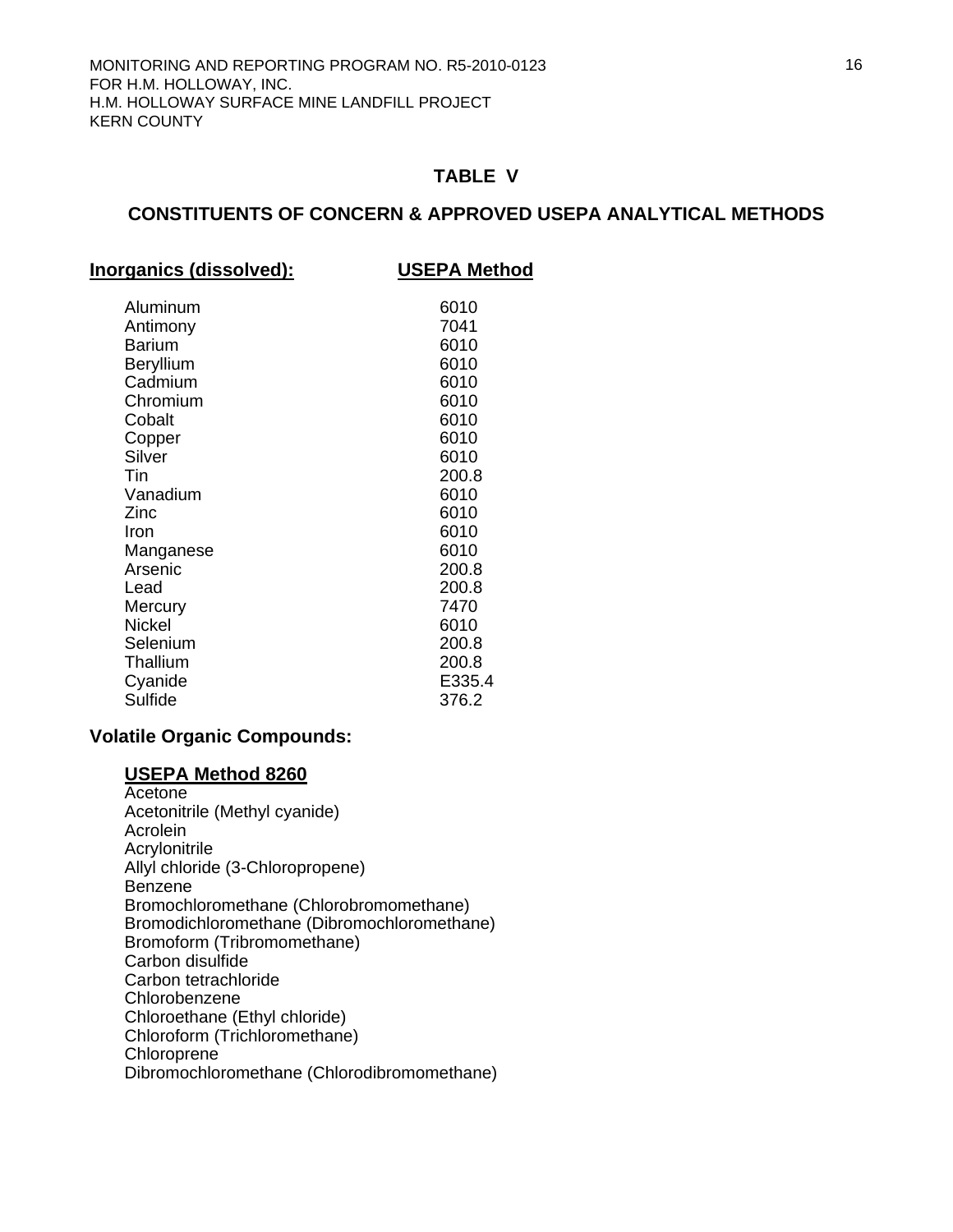## TABLE V

## CONSTITUENTS OF CONCERN & APPROVED USEPA ANALYTICAL METHODS

| Inorganics (dissolved): | USEPA Method |
|---|---|
| Aluminum | 6010 |
| Antimony | 7041 |
| Barium | 6010 |
| Beryllium | 6010 |
| Cadmium | 6010 |
| Chromium | 6010 |
| Cobalt | 6010 |
| Copper | 6010 |
| Silver | 6010 |
| Tin | 200.8 |
| Vanadium | 6010 |
| Zinc | 6010 |
| Iron | 6010 |
| Manganese | 6010 |
| Arsenic | 200.8 |
| Lead | 200.8 |
| Mercury | 7470 |
| Nickel | 6010 |
| Selenium | 200.8 |
| Thallium | 200.8 |
| Cyanide | E335.4 |
| Sulfide | 376.2 |

**Volatile Organic Compounds:**

**USEPA Method 8260**

Acetone
Acetonitrile (Methyl cyanide)
Acrolein
Acrylonitrile
Allyl chloride (3-Chloropropene)
Benzene
Bromochloromethane (Chlorobromomethane)
Bromodichloromethane (Dibromochloromethane)
Bromoform (Tribromomethane)
Carbon disulfide
Carbon tetrachloride
Chlorobenzene
Chloroethane (Ethyl chloride)
Chloroform (Trichloromethane)
Chloroprene
Dibromochloromethane (Chlorodibromomethane)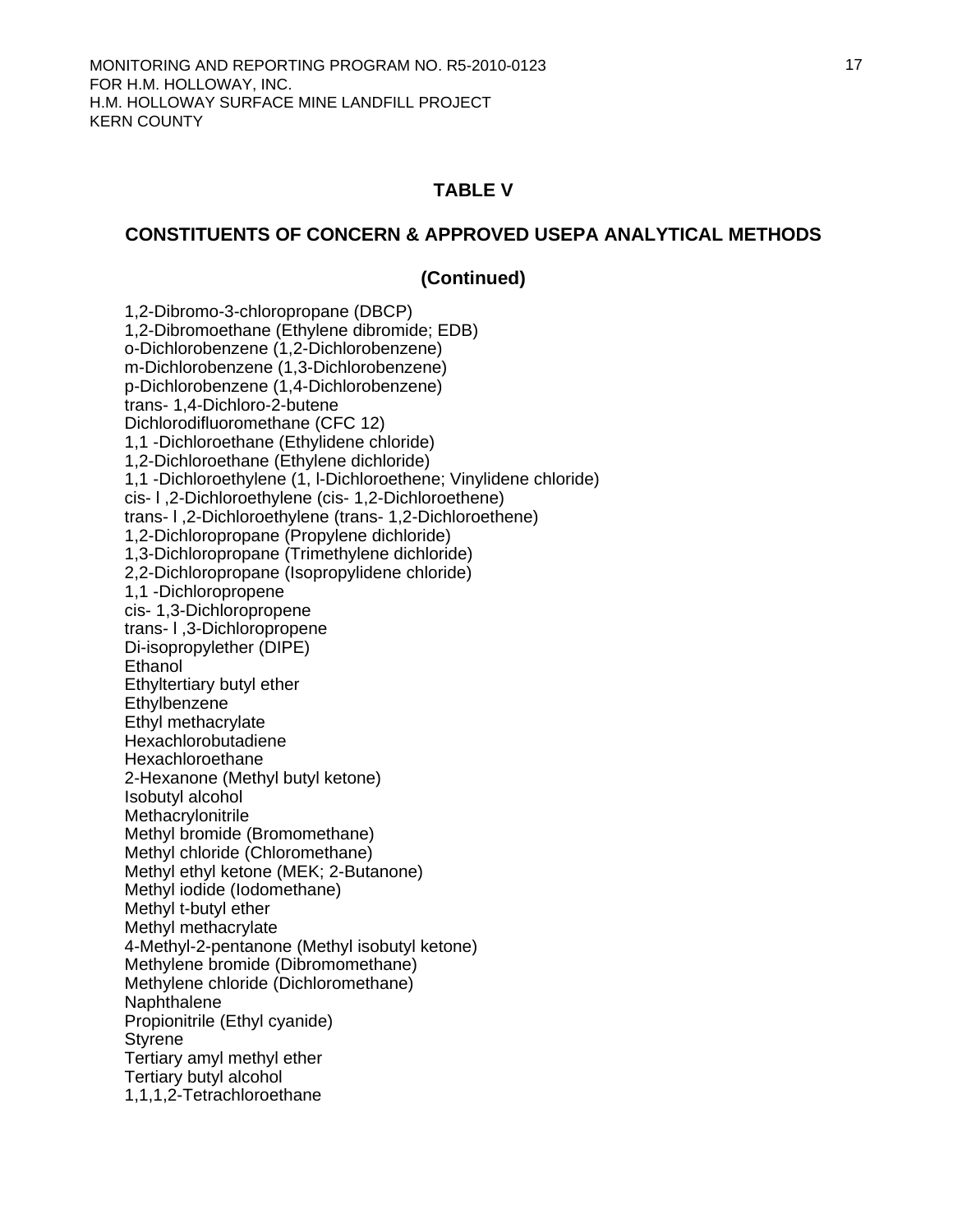## TABLE V

## CONSTITUENTS OF CONCERN & APPROVED USEPA ANALYTICAL METHODS

## (Continued)

1,2-Dibromo-3-chloropropane (DBCP)
1,2-Dibromoethane (Ethylene dibromide; EDB)
o-Dichlorobenzene (1,2-Dichlorobenzene)
m-Dichlorobenzene (1,3-Dichlorobenzene)
p-Dichlorobenzene (1,4-Dichlorobenzene)
trans- 1,4-Dichloro-2-butene
Dichlorodifluoromethane (CFC 12)
1,1 -Dichloroethane (Ethylidene chloride)
1,2-Dichloroethane (Ethylene dichloride)
1,1 -Dichloroethylene (1, l-Dichloroethene; Vinylidene chloride)
cis- l ,2-Dichloroethylene (cis- 1,2-Dichloroethene)
trans- l ,2-Dichloroethylene (trans- 1,2-Dichloroethene)
1,2-Dichloropropane (Propylene dichloride)
1,3-Dichloropropane (Trimethylene dichloride)
2,2-Dichloropropane (Isopropylidene chloride)
1,1 -Dichloropropene
cis- 1,3-Dichloropropene
trans- l ,3-Dichloropropene
Di-isopropylether (DIPE)
Ethanol
Ethyltertiary butyl ether
Ethylbenzene
Ethyl methacrylate
Hexachlorobutadiene
Hexachloroethane
2-Hexanone (Methyl butyl ketone)
Isobutyl alcohol
Methacrylonitrile
Methyl bromide (Bromomethane)
Methyl chloride (Chloromethane)
Methyl ethyl ketone (MEK; 2-Butanone)
Methyl iodide (Iodomethane)
Methyl t-butyl ether
Methyl methacrylate
4-Methyl-2-pentanone (Methyl isobutyl ketone)
Methylene bromide (Dibromomethane)
Methylene chloride (Dichloromethane)
Naphthalene
Propionitrile (Ethyl cyanide)
Styrene
Tertiary amyl methyl ether
Tertiary butyl alcohol
1,1,1,2-Tetrachloroethane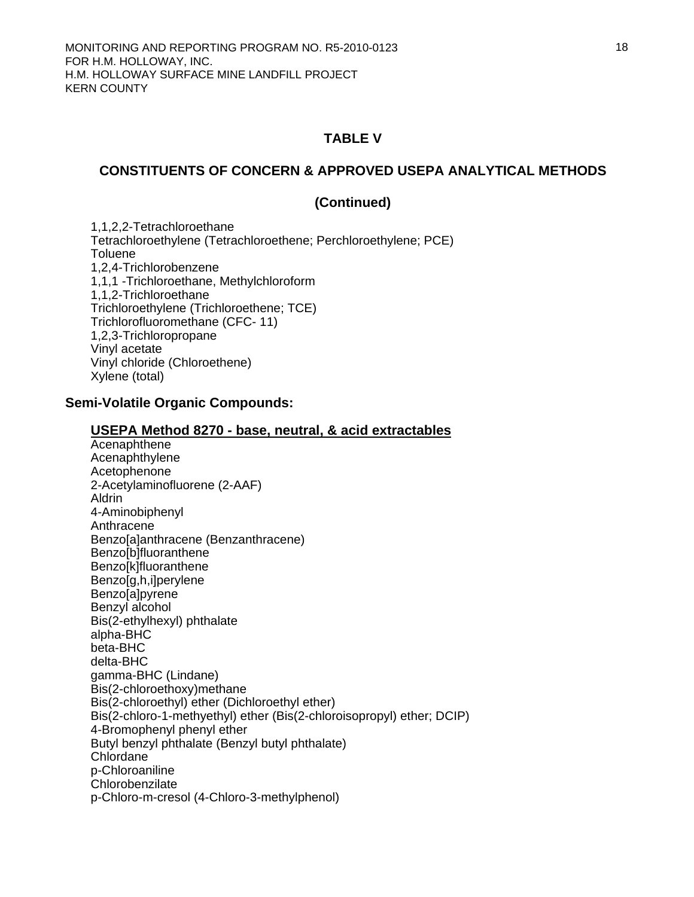## TABLE V

## CONSTITUENTS OF CONCERN & APPROVED USEPA ANALYTICAL METHODS

## (Continued)

1,1,2,2-Tetrachloroethane
Tetrachloroethylene (Tetrachloroethene; Perchloroethylene; PCE)
Toluene
1,2,4-Trichlorobenzene
1,1,1 -Trichloroethane, Methylchloroform
1,1,2-Trichloroethane
Trichloroethylene (Trichloroethene; TCE)
Trichlorofluoromethane (CFC- 11)
1,2,3-Trichloropropane
Vinyl acetate
Vinyl chloride (Chloroethene)
Xylene (total)

### Semi-Volatile Organic Compounds:

**USEPA Method 8270 - base, neutral, & acid extractables**

Acenaphthene
Acenaphthylene
Acetophenone
2-Acetylaminofluorene (2-AAF)
Aldrin
4-Aminobiphenyl
Anthracene
Benzo[a]anthracene (Benzanthracene)
Benzo[b]fluoranthene
Benzo[k]fluoranthene
Benzo[g,h,i]perylene
Benzo[a]pyrene
Benzyl alcohol
Bis(2-ethylhexyl) phthalate
alpha-BHC
beta-BHC
delta-BHC
gamma-BHC (Lindane)
Bis(2-chloroethoxy)methane
Bis(2-chloroethyl) ether (Dichloroethyl ether)
Bis(2-chloro-1-methyethyl) ether (Bis(2-chloroisopropyl) ether; DCIP)
4-Bromophenyl phenyl ether
Butyl benzyl phthalate (Benzyl butyl phthalate)
Chlordane
p-Chloroaniline
Chlorobenzilate
p-Chloro-m-cresol (4-Chloro-3-methylphenol)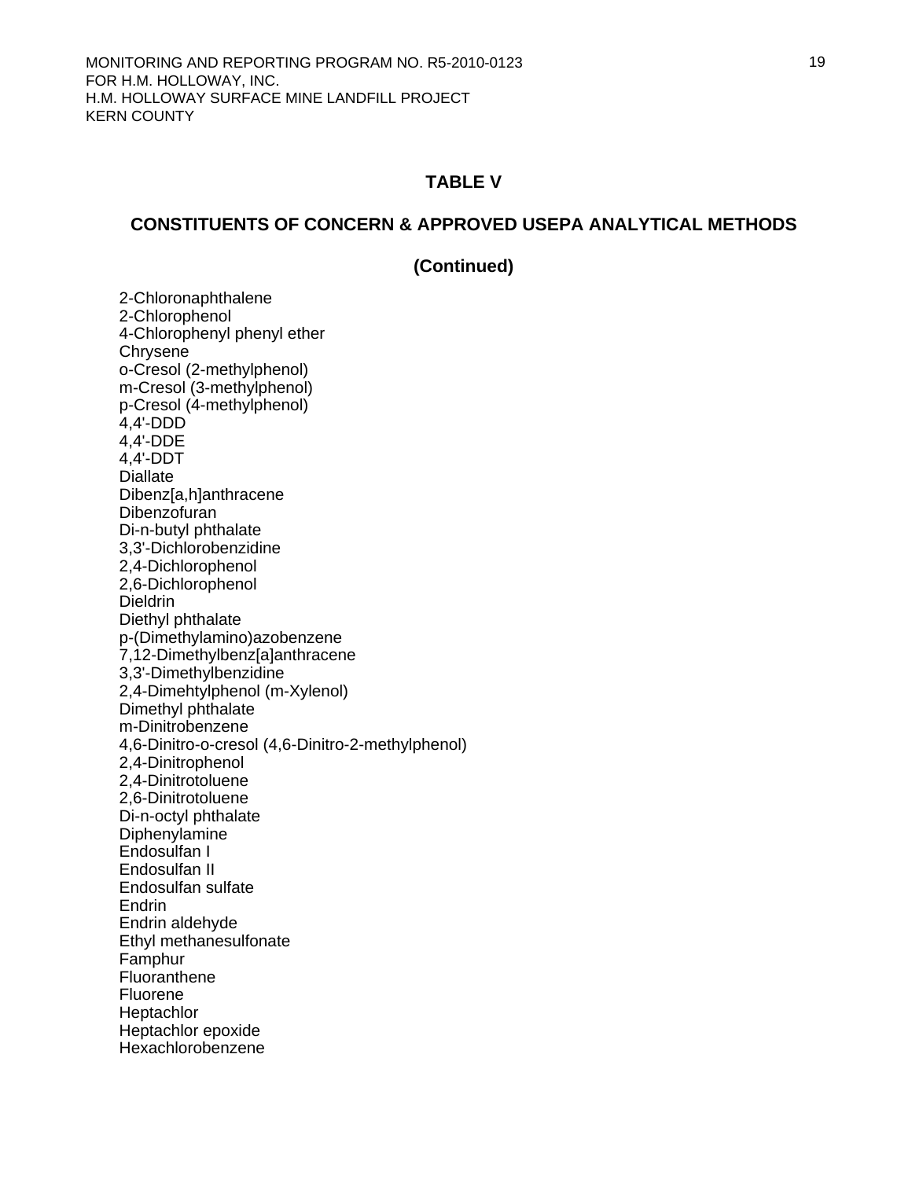## TABLE V

## CONSTITUENTS OF CONCERN & APPROVED USEPA ANALYTICAL METHODS

## (Continued)

2-Chloronaphthalene
2-Chlorophenol
4-Chlorophenyl phenyl ether
Chrysene
o-Cresol (2-methylphenol)
m-Cresol (3-methylphenol)
p-Cresol (4-methylphenol)
4,4'-DDD
4,4'-DDE
4,4'-DDT
Diallate
Dibenz[a,h]anthracene
Dibenzofuran
Di-n-butyl phthalate
3,3'-Dichlorobenzidine
2,4-Dichlorophenol
2,6-Dichlorophenol
Dieldrin
Diethyl phthalate
p-(Dimethylamino)azobenzene
7,12-Dimethylbenz[a]anthracene
3,3'-Dimethylbenzidine
2,4-Dimehtylphenol (m-Xylenol)
Dimethyl phthalate
m-Dinitrobenzene
4,6-Dinitro-o-cresol (4,6-Dinitro-2-methylphenol)
2,4-Dinitrophenol
2,4-Dinitrotoluene
2,6-Dinitrotoluene
Di-n-octyl phthalate
Diphenylamine
Endosulfan I
Endosulfan II
Endosulfan sulfate
Endrin
Endrin aldehyde
Ethyl methanesulfonate
Famphur
Fluoranthene
Fluorene
Heptachlor
Heptachlor epoxide
Hexachlorobenzene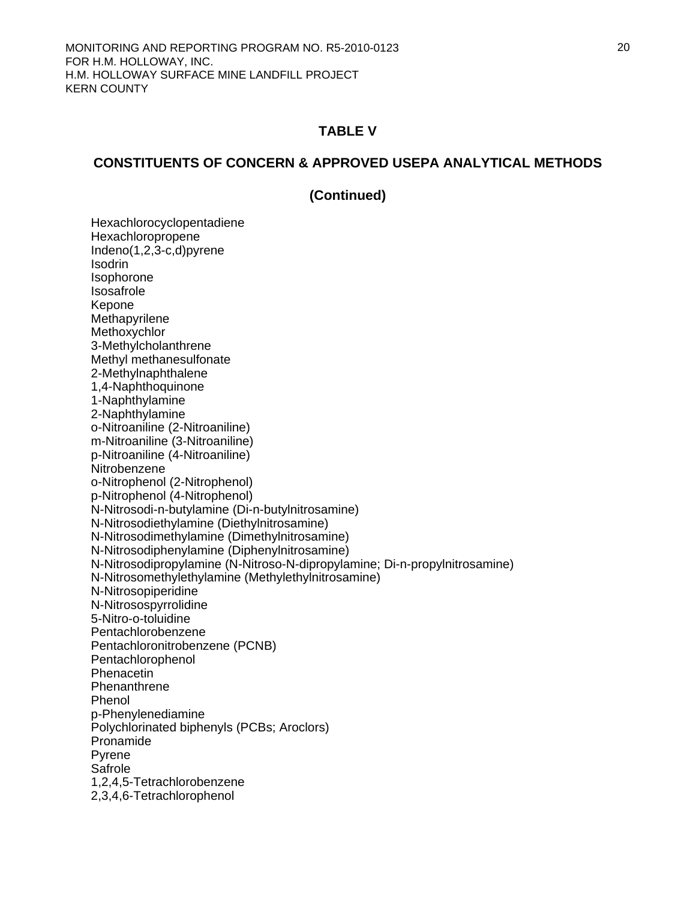## TABLE V

## CONSTITUENTS OF CONCERN & APPROVED USEPA ANALYTICAL METHODS

## (Continued)

Hexachlorocyclopentadiene
Hexachloropropene
Indeno(1,2,3-c,d)pyrene
Isodrin
Isophorone
Isosafrole
Kepone
Methapyrilene
Methoxychlor
3-Methylcholanthrene
Methyl methanesulfonate
2-Methylnaphthalene
1,4-Naphthoquinone
1-Naphthylamine
2-Naphthylamine
o-Nitroaniline (2-Nitroaniline)
m-Nitroaniline (3-Nitroaniline)
p-Nitroaniline (4-Nitroaniline)
Nitrobenzene
o-Nitrophenol (2-Nitrophenol)
p-Nitrophenol (4-Nitrophenol)
N-Nitrosodi-n-butylamine (Di-n-butylnitrosamine)
N-Nitrosodiethylamine (Diethylnitrosamine)
N-Nitrosodimethylamine (Dimethylnitrosamine)
N-Nitrosodiphenylamine (Diphenylnitrosamine)
N-Nitrosodipropylamine (N-Nitroso-N-dipropylamine; Di-n-propylnitrosamine)
N-Nitrosomethylethylamine (Methylethylnitrosamine)
N-Nitrosopiperidine
N-Nitrosospyrrolidine
5-Nitro-o-toluidine
Pentachlorobenzene
Pentachloronitrobenzene (PCNB)
Pentachlorophenol
Phenacetin
Phenanthrene
Phenol
p-Phenylenediamine
Polychlorinated biphenyls (PCBs; Aroclors)
Pronamide
Pyrene
Safrole
1,2,4,5-Tetrachlorobenzene
2,3,4,6-Tetrachlorophenol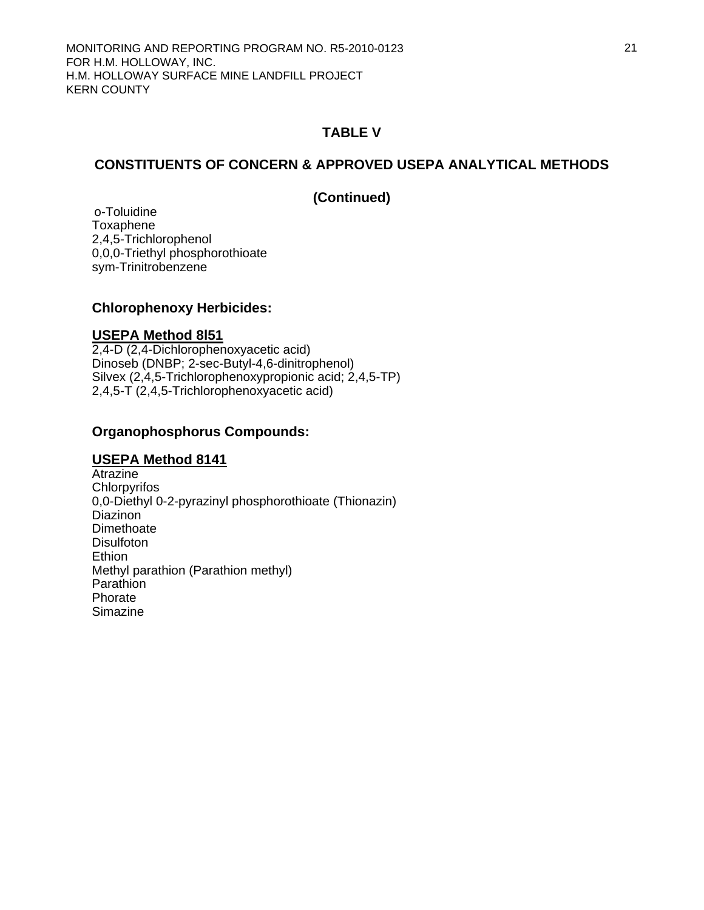## TABLE V

## CONSTITUENTS OF CONCERN & APPROVED USEPA ANALYTICAL METHODS

### (Continued)

o-Toluidine
Toxaphene
2,4,5-Trichlorophenol
0,0,0-Triethyl phosphorothioate
sym-Trinitrobenzene

### Chlorophenoxy Herbicides:

**USEPA Method 8l51**

2,4-D (2,4-Dichlorophenoxyacetic acid)
Dinoseb (DNBP; 2-sec-Butyl-4,6-dinitrophenol)
Silvex (2,4,5-Trichlorophenoxypropionic acid; 2,4,5-TP)
2,4,5-T (2,4,5-Trichlorophenoxyacetic acid)

### Organophosphorus Compounds:

**USEPA Method 8141**

Atrazine
Chlorpyrifos
0,0-Diethyl 0-2-pyrazinyl phosphorothioate (Thionazin)
Diazinon
Dimethoate
Disulfoton
Ethion
Methyl parathion (Parathion methyl)
Parathion
Phorate
Simazine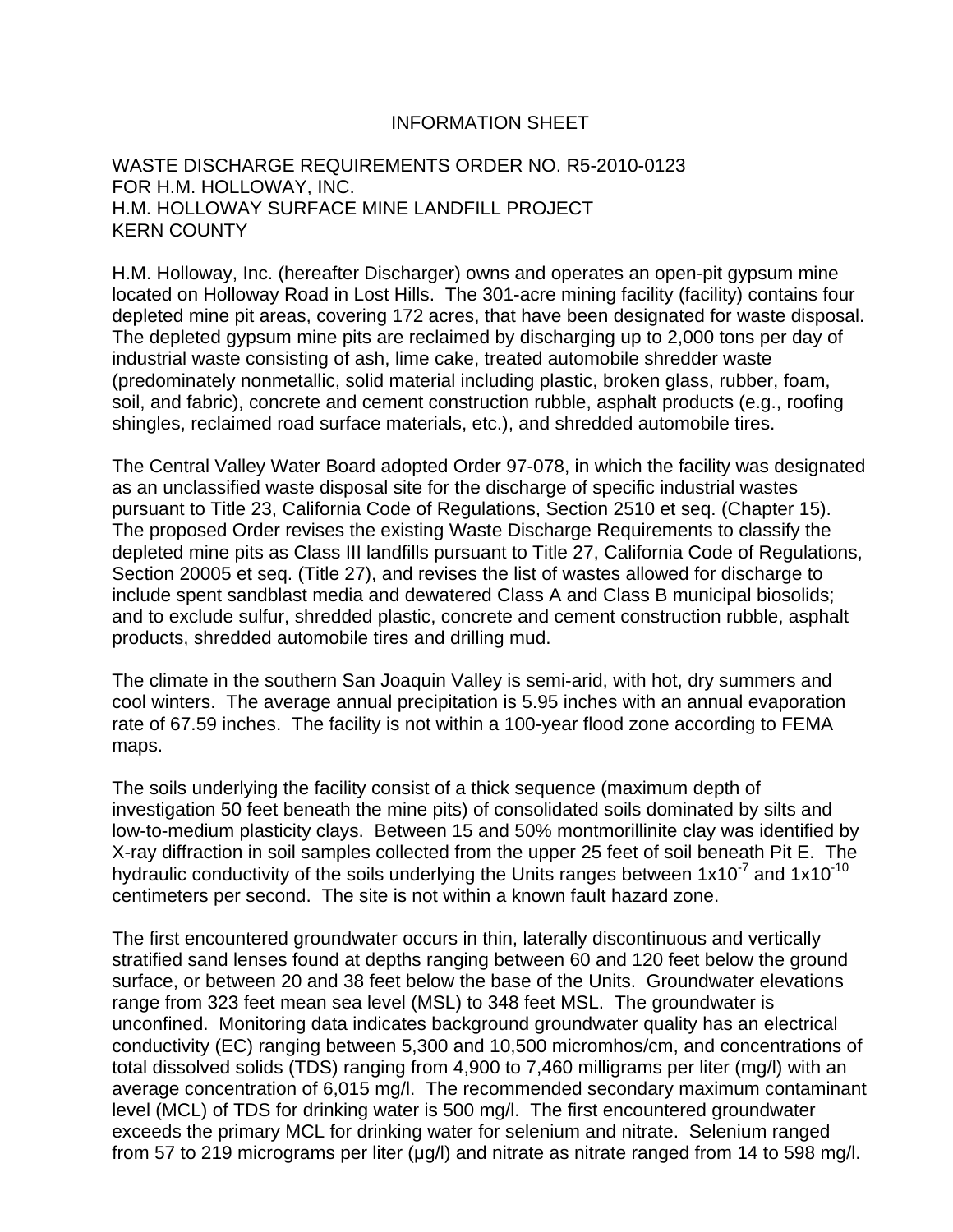# INFORMATION SHEET

WASTE DISCHARGE REQUIREMENTS ORDER NO. R5-2010-0123
FOR H.M. HOLLOWAY, INC.
H.M. HOLLOWAY SURFACE MINE LANDFILL PROJECT
KERN COUNTY

H.M. Holloway, Inc. (hereafter Discharger) owns and operates an open-pit gypsum mine located on Holloway Road in Lost Hills. The 301-acre mining facility (facility) contains four depleted mine pit areas, covering 172 acres, that have been designated for waste disposal. The depleted gypsum mine pits are reclaimed by discharging up to 2,000 tons per day of industrial waste consisting of ash, lime cake, treated automobile shredder waste (predominately nonmetallic, solid material including plastic, broken glass, rubber, foam, soil, and fabric), concrete and cement construction rubble, asphalt products (e.g., roofing shingles, reclaimed road surface materials, etc.), and shredded automobile tires.

The Central Valley Water Board adopted Order 97-078, in which the facility was designated as an unclassified waste disposal site for the discharge of specific industrial wastes pursuant to Title 23, California Code of Regulations, Section 2510 et seq. (Chapter 15). The proposed Order revises the existing Waste Discharge Requirements to classify the depleted mine pits as Class III landfills pursuant to Title 27, California Code of Regulations, Section 20005 et seq. (Title 27), and revises the list of wastes allowed for discharge to include spent sandblast media and dewatered Class A and Class B municipal biosolids; and to exclude sulfur, shredded plastic, concrete and cement construction rubble, asphalt products, shredded automobile tires and drilling mud.

The climate in the southern San Joaquin Valley is semi-arid, with hot, dry summers and cool winters. The average annual precipitation is 5.95 inches with an annual evaporation rate of 67.59 inches. The facility is not within a 100-year flood zone according to FEMA maps.

The soils underlying the facility consist of a thick sequence (maximum depth of investigation 50 feet beneath the mine pits) of consolidated soils dominated by silts and low-to-medium plasticity clays. Between 15 and 50% montmorillinite clay was identified by X-ray diffraction in soil samples collected from the upper 25 feet of soil beneath Pit E. The hydraulic conductivity of the soils underlying the Units ranges between $1 \times 10^{-7}$ and $1 \times 10^{-10}$ centimeters per second. The site is not within a known fault hazard zone.

The first encountered groundwater occurs in thin, laterally discontinuous and vertically stratified sand lenses found at depths ranging between 60 and 120 feet below the ground surface, or between 20 and 38 feet below the base of the Units. Groundwater elevations range from 323 feet mean sea level (MSL) to 348 feet MSL. The groundwater is unconfined. Monitoring data indicates background groundwater quality has an electrical conductivity (EC) ranging between 5,300 and 10,500 micromhos/cm, and concentrations of total dissolved solids (TDS) ranging from 4,900 to 7,460 milligrams per liter (mg/l) with an average concentration of 6,015 mg/l. The recommended secondary maximum contaminant level (MCL) of TDS for drinking water is 500 mg/l. The first encountered groundwater exceeds the primary MCL for drinking water for selenium and nitrate. Selenium ranged from 57 to 219 micrograms per liter (µg/l) and nitrate as nitrate ranged from 14 to 598 mg/l.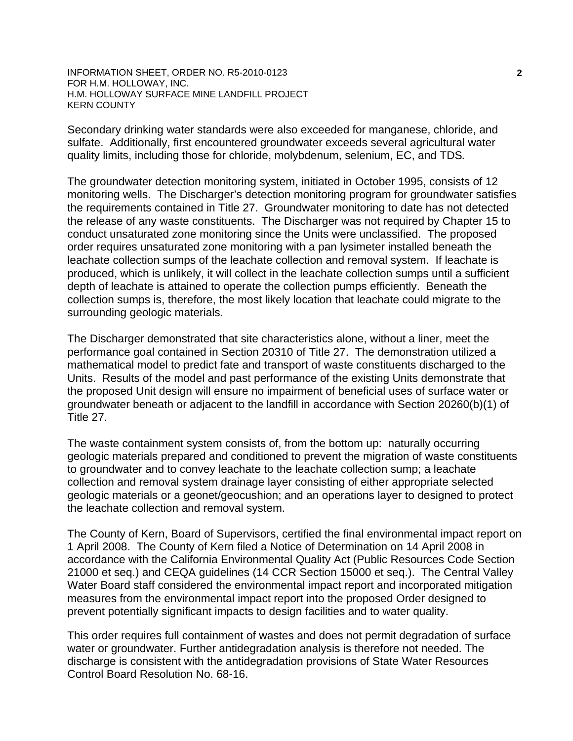Secondary drinking water standards were also exceeded for manganese, chloride, and sulfate. Additionally, first encountered groundwater exceeds several agricultural water quality limits, including those for chloride, molybdenum, selenium, EC, and TDS.

The groundwater detection monitoring system, initiated in October 1995, consists of 12 monitoring wells. The Discharger's detection monitoring program for groundwater satisfies the requirements contained in Title 27. Groundwater monitoring to date has not detected the release of any waste constituents. The Discharger was not required by Chapter 15 to conduct unsaturated zone monitoring since the Units were unclassified. The proposed order requires unsaturated zone monitoring with a pan lysimeter installed beneath the leachate collection sumps of the leachate collection and removal system. If leachate is produced, which is unlikely, it will collect in the leachate collection sumps until a sufficient depth of leachate is attained to operate the collection pumps efficiently. Beneath the collection sumps is, therefore, the most likely location that leachate could migrate to the surrounding geologic materials.

The Discharger demonstrated that site characteristics alone, without a liner, meet the performance goal contained in Section 20310 of Title 27. The demonstration utilized a mathematical model to predict fate and transport of waste constituents discharged to the Units. Results of the model and past performance of the existing Units demonstrate that the proposed Unit design will ensure no impairment of beneficial uses of surface water or groundwater beneath or adjacent to the landfill in accordance with Section 20260(b)(1) of Title 27.

The waste containment system consists of, from the bottom up: naturally occurring geologic materials prepared and conditioned to prevent the migration of waste constituents to groundwater and to convey leachate to the leachate collection sump; a leachate collection and removal system drainage layer consisting of either appropriate selected geologic materials or a geonet/geocushion; and an operations layer to designed to protect the leachate collection and removal system.

The County of Kern, Board of Supervisors, certified the final environmental impact report on 1 April 2008. The County of Kern filed a Notice of Determination on 14 April 2008 in accordance with the California Environmental Quality Act (Public Resources Code Section 21000 et seq.) and CEQA guidelines (14 CCR Section 15000 et seq.). The Central Valley Water Board staff considered the environmental impact report and incorporated mitigation measures from the environmental impact report into the proposed Order designed to prevent potentially significant impacts to design facilities and to water quality.

This order requires full containment of wastes and does not permit degradation of surface water or groundwater. Further antidegradation analysis is therefore not needed. The discharge is consistent with the antidegradation provisions of State Water Resources Control Board Resolution No. 68-16.